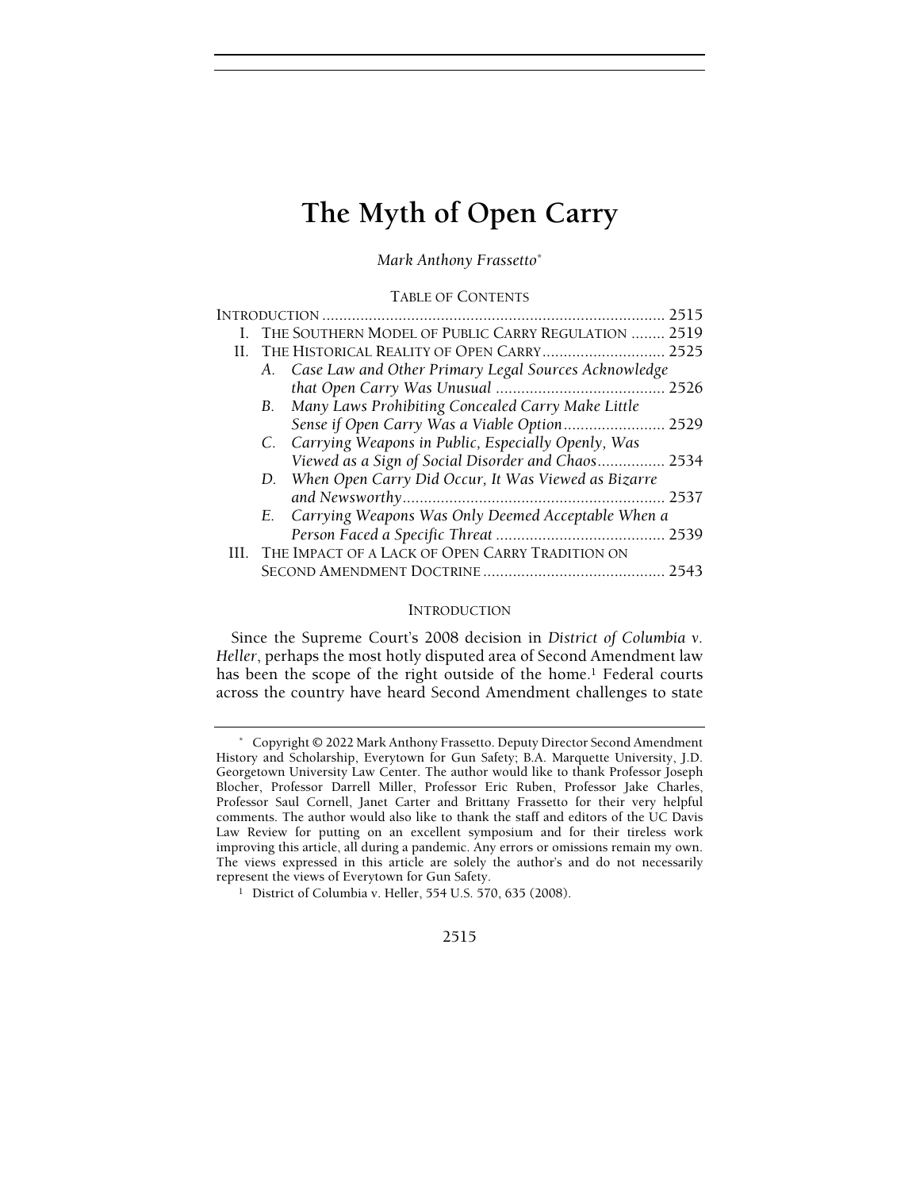# The Myth of Open Carry

*Mark Anthony Frassetto*[*]

TABLE OF CONTENTS

INTRODUCTION ............................................................................... 2515
I. THE SOUTHERN MODEL OF PUBLIC CARRY REGULATION ........ 2519
II. THE HISTORICAL REALITY OF OPEN CARRY............................ 2525
  A. *Case Law and Other Primary Legal Sources Acknowledge that Open Carry Was Unusual* ........................................ 2526
  B. *Many Laws Prohibiting Concealed Carry Make Little Sense if Open Carry Was a Viable Option*........................ 2529
  C. *Carrying Weapons in Public, Especially Openly, Was Viewed as a Sign of Social Disorder and Chaos*................ 2534
  D. *When Open Carry Did Occur, It Was Viewed as Bizarre and Newsworthy*.............................................................. 2537
  E. *Carrying Weapons Was Only Deemed Acceptable When a Person Faced a Specific Threat* ........................................ 2539
III. THE IMPACT OF A LACK OF OPEN CARRY TRADITION ON SECOND AMENDMENT DOCTRINE ........................................... 2543

## INTRODUCTION

Since the Supreme Court's 2008 decision in *District of Columbia v. Heller*, perhaps the most hotly disputed area of Second Amendment law has been the scope of the right outside of the home.[1] Federal courts across the country have heard Second Amendment challenges to state

---

[*] Copyright © 2022 Mark Anthony Frassetto. Deputy Director Second Amendment History and Scholarship, Everytown for Gun Safety; B.A. Marquette University, J.D. Georgetown University Law Center. The author would like to thank Professor Joseph Blocher, Professor Darrell Miller, Professor Eric Ruben, Professor Jake Charles, Professor Saul Cornell, Janet Carter and Brittany Frassetto for their very helpful comments. The author would also like to thank the staff and editors of the UC Davis Law Review for putting on an excellent symposium and for their tireless work improving this article, all during a pandemic. Any errors or omissions remain my own. The views expressed in this article are solely the author's and do not necessarily represent the views of Everytown for Gun Safety.

[1] District of Columbia v. Heller, 554 U.S. 570, 635 (2008).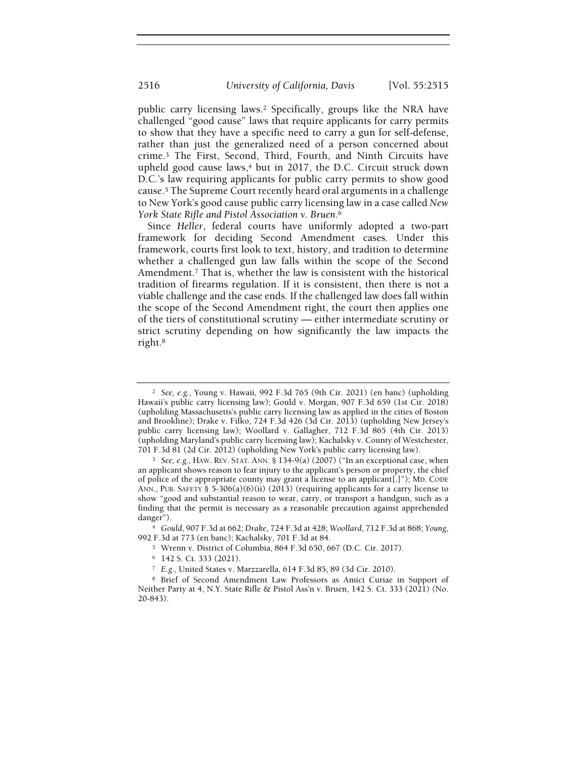public carry licensing laws.[2] Specifically, groups like the NRA have challenged "good cause" laws that require applicants for carry permits to show that they have a specific need to carry a gun for self-defense, rather than just the generalized need of a person concerned about crime.[3] The First, Second, Third, Fourth, and Ninth Circuits have upheld good cause laws,[4] but in 2017, the D.C. Circuit struck down D.C.'s law requiring applicants for public carry permits to show good cause.[5] The Supreme Court recently heard oral arguments in a challenge to New York's good cause public carry licensing law in a case called *New York State Rifle and Pistol Association v. Bruen*.[6]

Since *Heller*, federal courts have uniformly adopted a two-part framework for deciding Second Amendment cases. Under this framework, courts first look to text, history, and tradition to determine whether a challenged gun law falls within the scope of the Second Amendment.[7] That is, whether the law is consistent with the historical tradition of firearms regulation. If it is consistent, then there is not a viable challenge and the case ends. If the challenged law does fall within the scope of the Second Amendment right, the court then applies one of the tiers of constitutional scrutiny — either intermediate scrutiny or strict scrutiny depending on how significantly the law impacts the right.[8]

---

[2] *See, e.g.*, Young v. Hawaii, 992 F.3d 765 (9th Cir. 2021) (en banc) (upholding Hawaii's public carry licensing law); Gould v. Morgan, 907 F.3d 659 (1st Cir. 2018) (upholding Massachusetts's public carry licensing law as applied in the cities of Boston and Brookline); Drake v. Filko, 724 F.3d 426 (3d Cir. 2013) (upholding New Jersey's public carry licensing law); Woollard v. Gallagher, 712 F.3d 865 (4th Cir. 2013) (upholding Maryland's public carry licensing law); Kachalsky v. County of Westchester, 701 F.3d 81 (2d Cir. 2012) (upholding New York's public carry licensing law).

[3] *See, e.g.*, HAW. REV. STAT. ANN. § 134-9(a) (2007) ("In an exceptional case, when an applicant shows reason to fear injury to the applicant's person or property, the chief of police of the appropriate county may grant a license to an applicant[.]"); MD. CODE ANN., PUB. SAFETY § 5-306(a)(6)(ii) (2013) (requiring applicants for a carry license to show "good and substantial reason to wear, carry, or transport a handgun, such as a finding that the permit is necessary as a reasonable precaution against apprehended danger").

[4] *Gould*, 907 F.3d at 662; *Drake*, 724 F.3d at 428; *Woollard*, 712 F.3d at 868; *Young*, 992 F.3d at 773 (en banc); Kachalsky, 701 F.3d at 84.

[5] Wrenn v. District of Columbia, 864 F.3d 650, 667 (D.C. Cir. 2017).

[6] 142 S. Ct. 333 (2021).

[7] *E.g.*, United States v. Marzzarella, 614 F.3d 85, 89 (3d Cir. 2010).

[8] Brief of Second Amendment Law Professors as Amici Curiae in Support of Neither Party at 4, N.Y. State Rifle & Pistol Ass'n v. Bruen, 142 S. Ct. 333 (2021) (No. 20-843).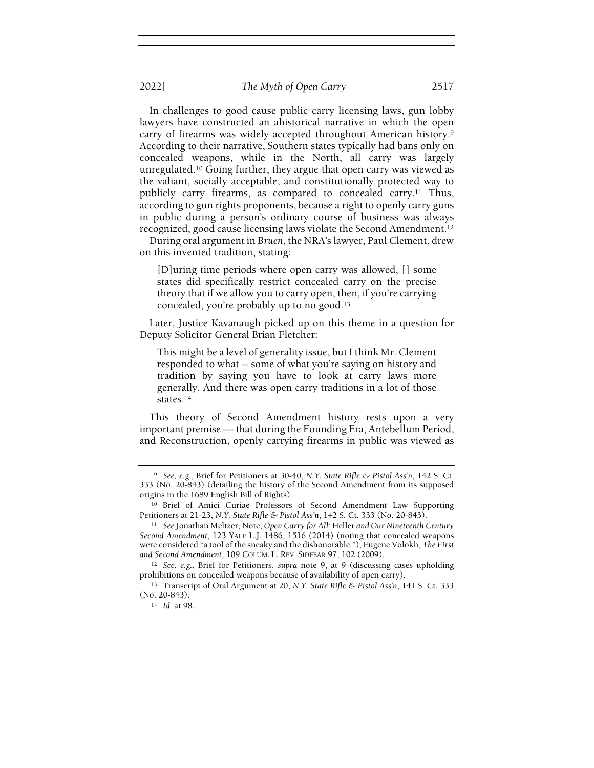In challenges to good cause public carry licensing laws, gun lobby lawyers have constructed an ahistorical narrative in which the open carry of firearms was widely accepted throughout American history.[9] According to their narrative, Southern states typically had bans only on concealed weapons, while in the North, all carry was largely unregulated.[10] Going further, they argue that open carry was viewed as the valiant, socially acceptable, and constitutionally protected way to publicly carry firearms, as compared to concealed carry.[11] Thus, according to gun rights proponents, because a right to openly carry guns in public during a person's ordinary course of business was always recognized, good cause licensing laws violate the Second Amendment.[12]

During oral argument in *Bruen*, the NRA's lawyer, Paul Clement, drew on this invented tradition, stating:

> [D]uring time periods where open carry was allowed, [] some states did specifically restrict concealed carry on the precise theory that if we allow you to carry open, then, if you're carrying concealed, you're probably up to no good.[13]

Later, Justice Kavanaugh picked up on this theme in a question for Deputy Solicitor General Brian Fletcher:

> This might be a level of generality issue, but I think Mr. Clement responded to what -- some of what you're saying on history and tradition by saying you have to look at carry laws more generally. And there was open carry traditions in a lot of those states.[14]

This theory of Second Amendment history rests upon a very important premise — that during the Founding Era, Antebellum Period, and Reconstruction, openly carrying firearms in public was viewed as

---

[9] *See, e.g.*, Brief for Petitioners at 30-40, *N.Y. State Rifle & Pistol Ass'n*, 142 S. Ct. 333 (No. 20-843) (detailing the history of the Second Amendment from its supposed origins in the 1689 English Bill of Rights).

[10] Brief of Amici Curiae Professors of Second Amendment Law Supporting Petitioners at 21-23, *N.Y. State Rifle & Pistol Ass'n*, 142 S. Ct. 333 (No. 20-843).

[11] *See* Jonathan Meltzer, Note, *Open Carry for All:* Heller *and Our Nineteenth Century Second Amendment*, 123 YALE L.J. 1486, 1516 (2014) (noting that concealed weapons were considered "a tool of the sneaky and the dishonorable."); Eugene Volokh, *The First and Second Amendment*, 109 COLUM. L. REV. SIDEBAR 97, 102 (2009).

[12] *See*, *e.g.*, Brief for Petitioners, *supra* note 9, at 9 (discussing cases upholding prohibitions on concealed weapons because of availability of open carry).

[13] Transcript of Oral Argument at 20, *N.Y. State Rifle & Pistol Ass'n*, 141 S. Ct. 333 (No. 20-843).

[14] *Id.* at 98.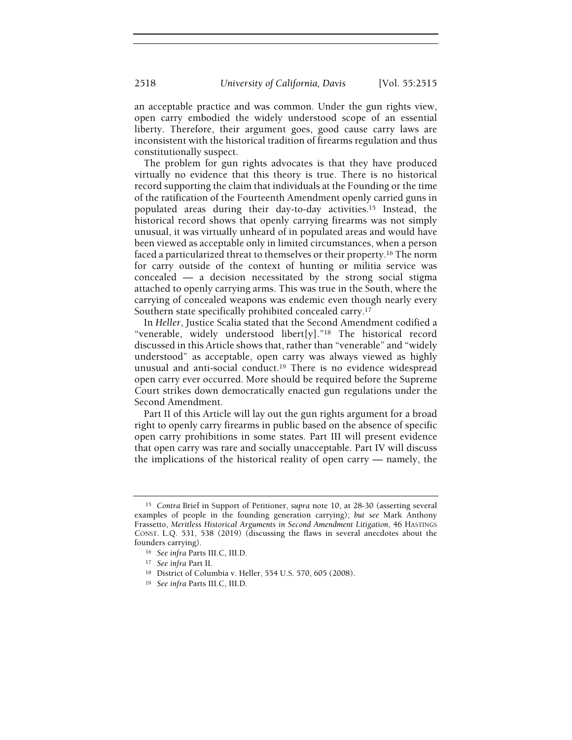an acceptable practice and was common. Under the gun rights view, open carry embodied the widely understood scope of an essential liberty. Therefore, their argument goes, good cause carry laws are inconsistent with the historical tradition of firearms regulation and thus constitutionally suspect.

The problem for gun rights advocates is that they have produced virtually no evidence that this theory is true. There is no historical record supporting the claim that individuals at the Founding or the time of the ratification of the Fourteenth Amendment openly carried guns in populated areas during their day-to-day activities.[15] Instead, the historical record shows that openly carrying firearms was not simply unusual, it was virtually unheard of in populated areas and would have been viewed as acceptable only in limited circumstances, when a person faced a particularized threat to themselves or their property.[16] The norm for carry outside of the context of hunting or militia service was concealed — a decision necessitated by the strong social stigma attached to openly carrying arms. This was true in the South, where the carrying of concealed weapons was endemic even though nearly every Southern state specifically prohibited concealed carry.[17]

In *Heller*, Justice Scalia stated that the Second Amendment codified a "venerable, widely understood libert[y]."[18] The historical record discussed in this Article shows that, rather than "venerable" and "widely understood" as acceptable, open carry was always viewed as highly unusual and anti-social conduct.[19] There is no evidence widespread open carry ever occurred. More should be required before the Supreme Court strikes down democratically enacted gun regulations under the Second Amendment.

Part II of this Article will lay out the gun rights argument for a broad right to openly carry firearms in public based on the absence of specific open carry prohibitions in some states. Part III will present evidence that open carry was rare and socially unacceptable. Part IV will discuss the implications of the historical reality of open carry — namely, the

---

[15] *Contra* Brief in Support of Petitioner, *supra* note 10, at 28-30 (asserting several examples of people in the founding generation carrying); *but see* Mark Anthony Frassetto, *Meritless Historical Arguments in Second Amendment Litigation*, 46 HASTINGS CONST. L.Q. 531, 538 (2019) (discussing the flaws in several anecdotes about the founders carrying).

[16] *See infra* Parts III.C, III.D.

[17] *See infra* Part II.

[18] District of Columbia v. Heller, 554 U.S. 570, 605 (2008).

[19] *See infra* Parts III.C, III.D.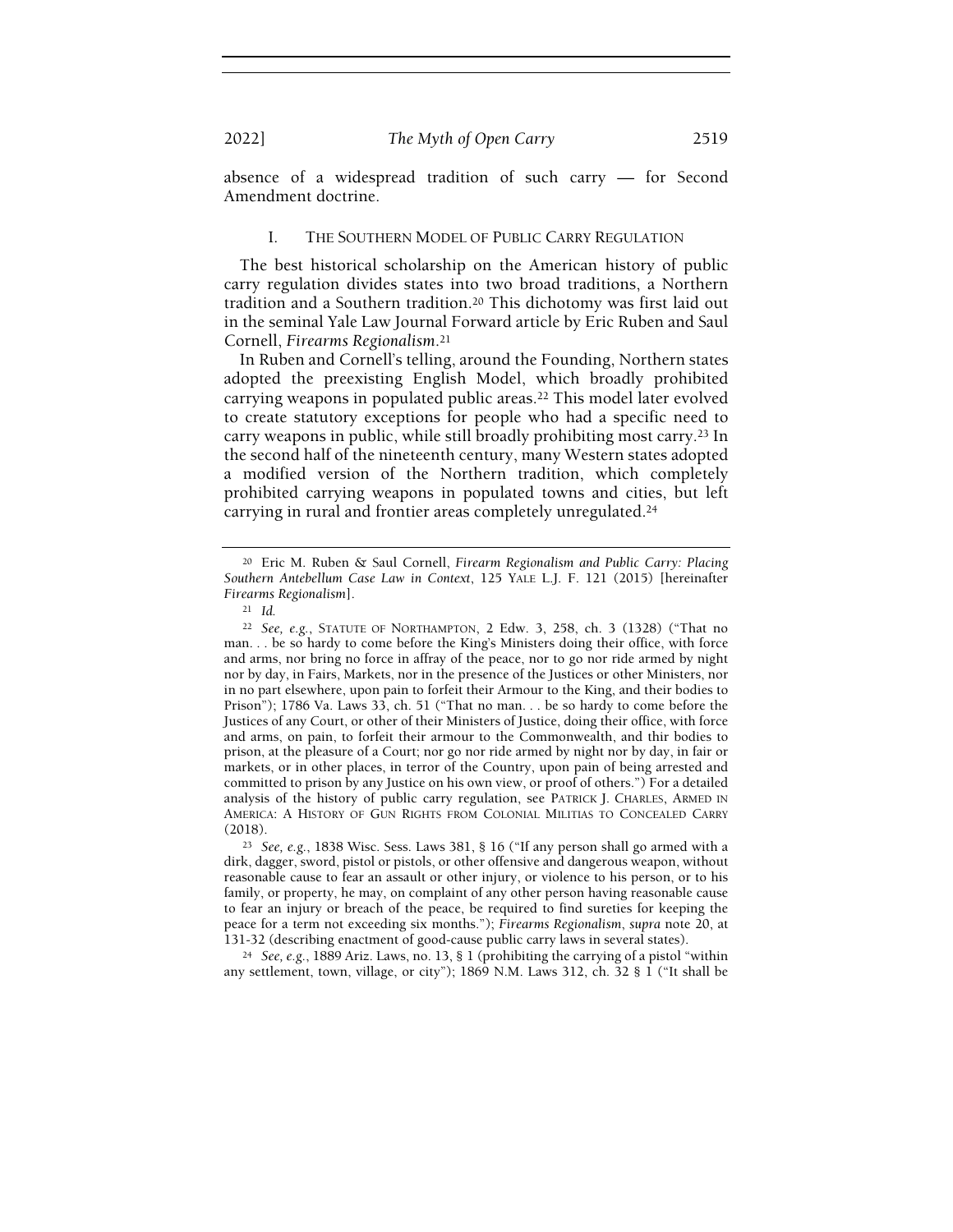absence of a widespread tradition of such carry — for Second Amendment doctrine.

## I. THE SOUTHERN MODEL OF PUBLIC CARRY REGULATION

The best historical scholarship on the American history of public carry regulation divides states into two broad traditions, a Northern tradition and a Southern tradition.[20] This dichotomy was first laid out in the seminal Yale Law Journal Forward article by Eric Ruben and Saul Cornell, *Firearms Regionalism*.[21]

In Ruben and Cornell's telling, around the Founding, Northern states adopted the preexisting English Model, which broadly prohibited carrying weapons in populated public areas.[22] This model later evolved to create statutory exceptions for people who had a specific need to carry weapons in public, while still broadly prohibiting most carry.[23] In the second half of the nineteenth century, many Western states adopted a modified version of the Northern tradition, which completely prohibited carrying weapons in populated towns and cities, but left carrying in rural and frontier areas completely unregulated.[24]

---

[20] Eric M. Ruben & Saul Cornell, *Firearm Regionalism and Public Carry: Placing Southern Antebellum Case Law in Context*, 125 YALE L.J. F. 121 (2015) [hereinafter *Firearms Regionalism*].

[21] *Id.*

[22] *See, e.g.*, STATUTE OF NORTHAMPTON, 2 Edw. 3, 258, ch. 3 (1328) ("That no man. . . be so hardy to come before the King's Ministers doing their office, with force and arms, nor bring no force in affray of the peace, nor to go nor ride armed by night nor by day, in Fairs, Markets, nor in the presence of the Justices or other Ministers, nor in no part elsewhere, upon pain to forfeit their Armour to the King, and their bodies to Prison"); 1786 Va. Laws 33, ch. 51 ("That no man. . . be so hardy to come before the Justices of any Court, or other of their Ministers of Justice, doing their office, with force and arms, on pain, to forfeit their armour to the Commonwealth, and thir bodies to prison, at the pleasure of a Court; nor go nor ride armed by night nor by day, in fair or markets, or in other places, in terror of the Country, upon pain of being arrested and committed to prison by any Justice on his own view, or proof of others.") For a detailed analysis of the history of public carry regulation, see PATRICK J. CHARLES, ARMED IN AMERICA: A HISTORY OF GUN RIGHTS FROM COLONIAL MILITIAS TO CONCEALED CARRY (2018).

[23] *See, e.g.*, 1838 Wisc. Sess. Laws 381, § 16 ("If any person shall go armed with a dirk, dagger, sword, pistol or pistols, or other offensive and dangerous weapon, without reasonable cause to fear an assault or other injury, or violence to his person, or to his family, or property, he may, on complaint of any other person having reasonable cause to fear an injury or breach of the peace, be required to find sureties for keeping the peace for a term not exceeding six months."); *Firearms Regionalism*, *supra* note 20, at 131-32 (describing enactment of good-cause public carry laws in several states).

[24] *See, e.g.*, 1889 Ariz. Laws, no. 13, § 1 (prohibiting the carrying of a pistol "within any settlement, town, village, or city"); 1869 N.M. Laws 312, ch. 32 § 1 ("It shall be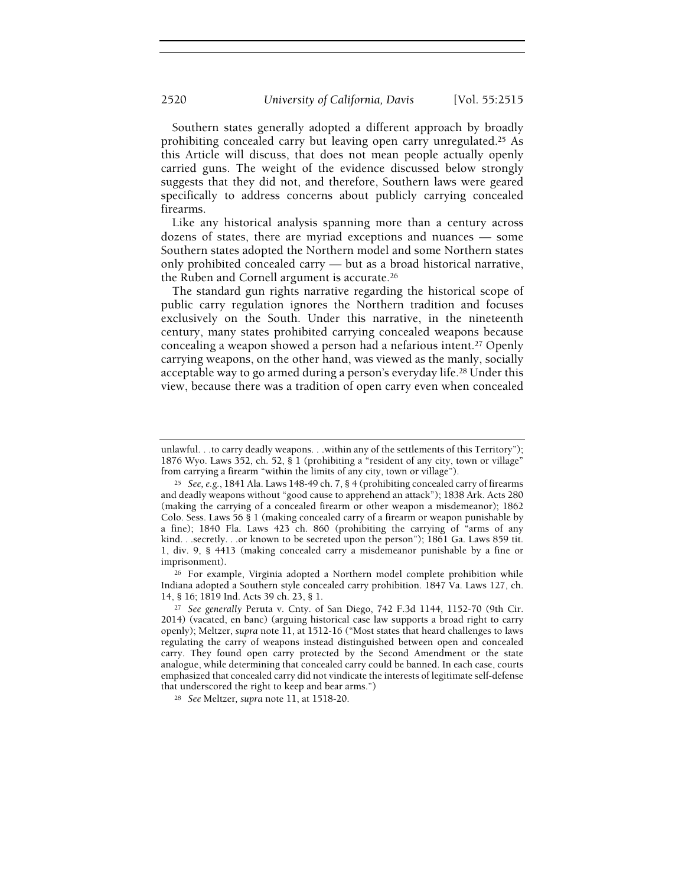Southern states generally adopted a different approach by broadly prohibiting concealed carry but leaving open carry unregulated.[25] As this Article will discuss, that does not mean people actually openly carried guns. The weight of the evidence discussed below strongly suggests that they did not, and therefore, Southern laws were geared specifically to address concerns about publicly carrying concealed firearms.

Like any historical analysis spanning more than a century across dozens of states, there are myriad exceptions and nuances — some Southern states adopted the Northern model and some Northern states only prohibited concealed carry — but as a broad historical narrative, the Ruben and Cornell argument is accurate.[26]

The standard gun rights narrative regarding the historical scope of public carry regulation ignores the Northern tradition and focuses exclusively on the South. Under this narrative, in the nineteenth century, many states prohibited carrying concealed weapons because concealing a weapon showed a person had a nefarious intent.[27] Openly carrying weapons, on the other hand, was viewed as the manly, socially acceptable way to go armed during a person's everyday life.[28] Under this view, because there was a tradition of open carry even when concealed

---

unlawful. . .to carry deadly weapons. . .within any of the settlements of this Territory"); 1876 Wyo. Laws 352, ch. 52, § 1 (prohibiting a "resident of any city, town or village" from carrying a firearm "within the limits of any city, town or village").

[25] *See, e.g.*, 1841 Ala. Laws 148-49 ch. 7, § 4 (prohibiting concealed carry of firearms and deadly weapons without "good cause to apprehend an attack"); 1838 Ark. Acts 280 (making the carrying of a concealed firearm or other weapon a misdemeanor); 1862 Colo. Sess. Laws 56 § 1 (making concealed carry of a firearm or weapon punishable by a fine); 1840 Fla. Laws 423 ch. 860 (prohibiting the carrying of "arms of any kind. . .secretly. . .or known to be secreted upon the person"); 1861 Ga. Laws 859 tit. 1, div. 9, § 4413 (making concealed carry a misdemeanor punishable by a fine or imprisonment).

[26] For example, Virginia adopted a Northern model complete prohibition while Indiana adopted a Southern style concealed carry prohibition. 1847 Va. Laws 127, ch. 14, § 16; 1819 Ind. Acts 39 ch. 23, § 1.

[27] *See generally* Peruta v. Cnty. of San Diego, 742 F.3d 1144, 1152-70 (9th Cir. 2014) (vacated, en banc) (arguing historical case law supports a broad right to carry openly); Meltzer, *supra* note 11, at 1512-16 ("Most states that heard challenges to laws regulating the carry of weapons instead distinguished between open and concealed carry. They found open carry protected by the Second Amendment or the state analogue, while determining that concealed carry could be banned. In each case, courts emphasized that concealed carry did not vindicate the interests of legitimate self-defense that underscored the right to keep and bear arms.")

[28] *See* Meltzer*, supra* note 11, at 1518-20.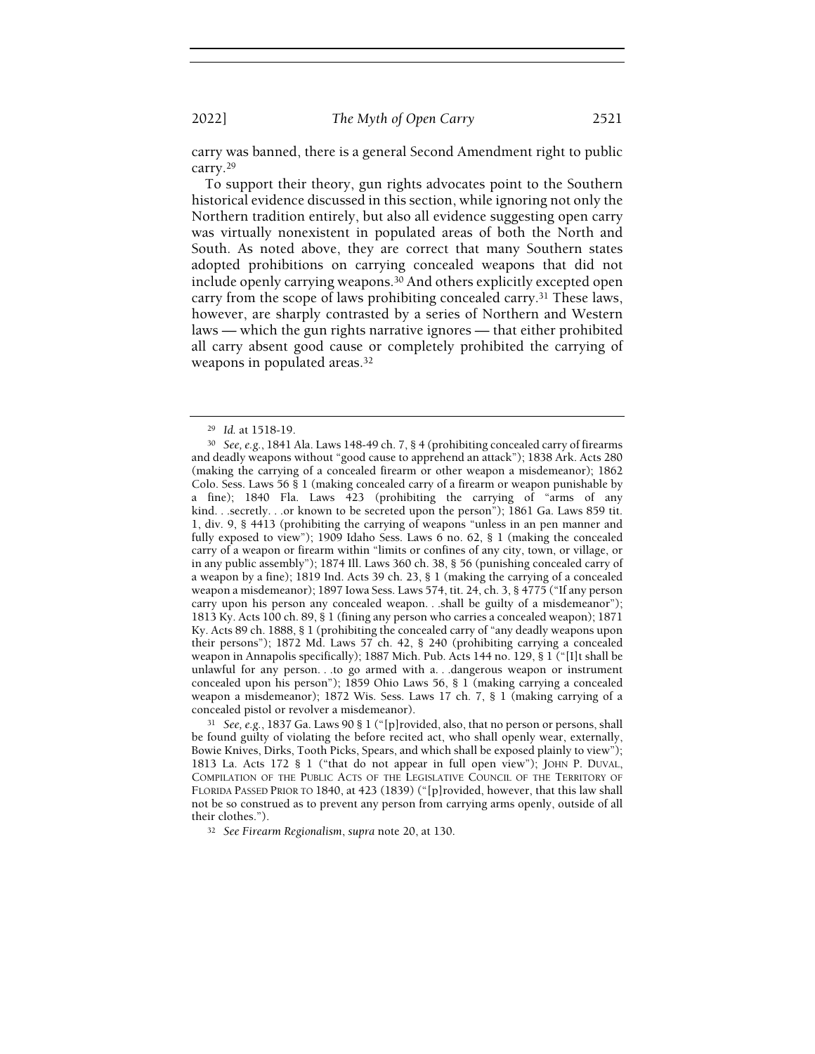carry was banned, there is a general Second Amendment right to public carry.[29]

To support their theory, gun rights advocates point to the Southern historical evidence discussed in this section, while ignoring not only the Northern tradition entirely, but also all evidence suggesting open carry was virtually nonexistent in populated areas of both the North and South. As noted above, they are correct that many Southern states adopted prohibitions on carrying concealed weapons that did not include openly carrying weapons.[30] And others explicitly excepted open carry from the scope of laws prohibiting concealed carry.[31] These laws, however, are sharply contrasted by a series of Northern and Western laws — which the gun rights narrative ignores — that either prohibited all carry absent good cause or completely prohibited the carrying of weapons in populated areas.[32]

---

[29] *Id.* at 1518-19.

[30] *See, e.g.*, 1841 Ala. Laws 148-49 ch. 7, § 4 (prohibiting concealed carry of firearms and deadly weapons without "good cause to apprehend an attack"); 1838 Ark. Acts 280 (making the carrying of a concealed firearm or other weapon a misdemeanor); 1862 Colo. Sess. Laws 56 § 1 (making concealed carry of a firearm or weapon punishable by a fine); 1840 Fla. Laws 423 (prohibiting the carrying of "arms of any kind. . .secretly. . .or known to be secreted upon the person"); 1861 Ga. Laws 859 tit. 1, div. 9, § 4413 (prohibiting the carrying of weapons "unless in an pen manner and fully exposed to view"); 1909 Idaho Sess. Laws 6 no. 62, § 1 (making the concealed carry of a weapon or firearm within "limits or confines of any city, town, or village, or in any public assembly"); 1874 Ill. Laws 360 ch. 38, § 56 (punishing concealed carry of a weapon by a fine); 1819 Ind. Acts 39 ch. 23, § 1 (making the carrying of a concealed weapon a misdemeanor); 1897 Iowa Sess. Laws 574, tit. 24, ch. 3, § 4775 ("If any person carry upon his person any concealed weapon. . .shall be guilty of a misdemeanor"); 1813 Ky. Acts 100 ch. 89, § 1 (fining any person who carries a concealed weapon); 1871 Ky. Acts 89 ch. 1888, § 1 (prohibiting the concealed carry of "any deadly weapons upon their persons"); 1872 Md. Laws 57 ch. 42, § 240 (prohibiting carrying a concealed weapon in Annapolis specifically); 1887 Mich. Pub. Acts 144 no. 129, § 1 ("[I]t shall be unlawful for any person. . .to go armed with a. . .dangerous weapon or instrument concealed upon his person"); 1859 Ohio Laws 56, § 1 (making carrying a concealed weapon a misdemeanor); 1872 Wis. Sess. Laws 17 ch. 7, § 1 (making carrying of a concealed pistol or revolver a misdemeanor).

[31] *See, e.g.*, 1837 Ga. Laws 90 § 1 ("[p]rovided, also, that no person or persons, shall be found guilty of violating the before recited act, who shall openly wear, externally, Bowie Knives, Dirks, Tooth Picks, Spears, and which shall be exposed plainly to view"); 1813 La. Acts 172 § 1 ("that do not appear in full open view"); JOHN P. DUVAL, COMPILATION OF THE PUBLIC ACTS OF THE LEGISLATIVE COUNCIL OF THE TERRITORY OF FLORIDA PASSED PRIOR TO 1840, at 423 (1839) ("[p]rovided, however, that this law shall not be so construed as to prevent any person from carrying arms openly, outside of all their clothes.").

[32] *See Firearm Regionalism*, *supra* note 20, at 130.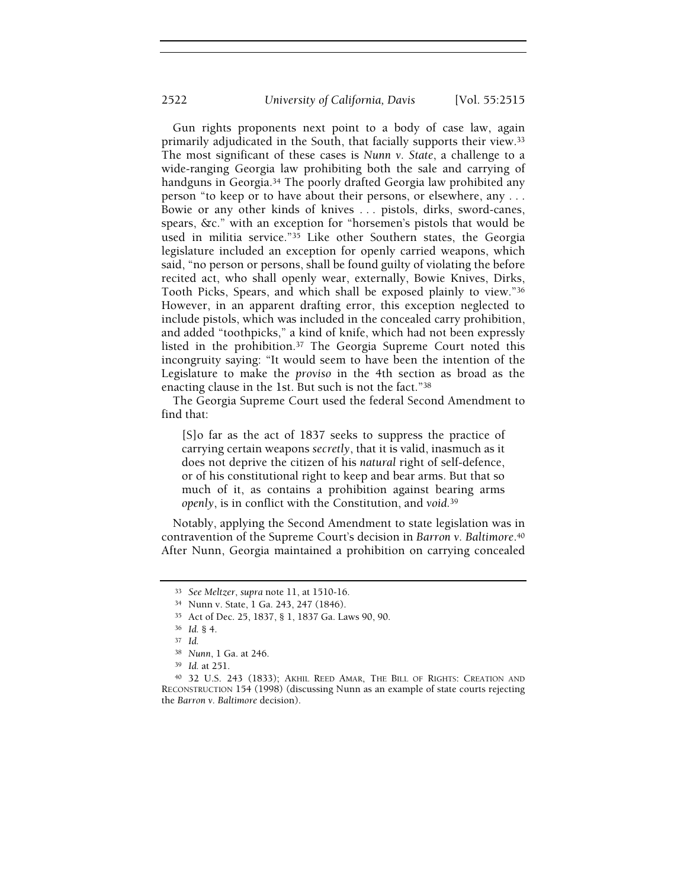Gun rights proponents next point to a body of case law, again primarily adjudicated in the South, that facially supports their view.[33] The most significant of these cases is *Nunn v. State*, a challenge to a wide-ranging Georgia law prohibiting both the sale and carrying of handguns in Georgia.[34] The poorly drafted Georgia law prohibited any person "to keep or to have about their persons, or elsewhere, any . . . Bowie or any other kinds of knives . . . pistols, dirks, sword-canes, spears, &c." with an exception for "horsemen's pistols that would be used in militia service."[35] Like other Southern states, the Georgia legislature included an exception for openly carried weapons, which said, "no person or persons, shall be found guilty of violating the before recited act, who shall openly wear, externally, Bowie Knives, Dirks, Tooth Picks, Spears, and which shall be exposed plainly to view."[36] However, in an apparent drafting error, this exception neglected to include pistols, which was included in the concealed carry prohibition, and added "toothpicks," a kind of knife, which had not been expressly listed in the prohibition.[37] The Georgia Supreme Court noted this incongruity saying: "It would seem to have been the intention of the Legislature to make the *proviso* in the 4th section as broad as the enacting clause in the 1st. But such is not the fact."[38]

The Georgia Supreme Court used the federal Second Amendment to find that:

> [S]o far as the act of 1837 seeks to suppress the practice of carrying certain weapons *secretly*, that it is valid, inasmuch as it does not deprive the citizen of his *natural* right of self-defence, or of his constitutional right to keep and bear arms. But that so much of it, as contains a prohibition against bearing arms *openly*, is in conflict with the Constitution, and *void*.[39]

Notably, applying the Second Amendment to state legislation was in contravention of the Supreme Court's decision in *Barron v. Baltimore*.[40] After Nunn, Georgia maintained a prohibition on carrying concealed

---

[33] *See Meltzer*, *supra* note 11, at 1510-16.

[34] Nunn v. State, 1 Ga. 243, 247 (1846).

[35] Act of Dec. 25, 1837, § 1, 1837 Ga. Laws 90, 90.

[36] *Id.* § 4.

[37] *Id.*

[38] *Nunn*, 1 Ga. at 246.

[39] *Id.* at 251.

[40] 32 U.S. 243 (1833); AKHIL REED AMAR, THE BILL OF RIGHTS: CREATION AND RECONSTRUCTION 154 (1998) (discussing Nunn as an example of state courts rejecting the *Barron v. Baltimore* decision).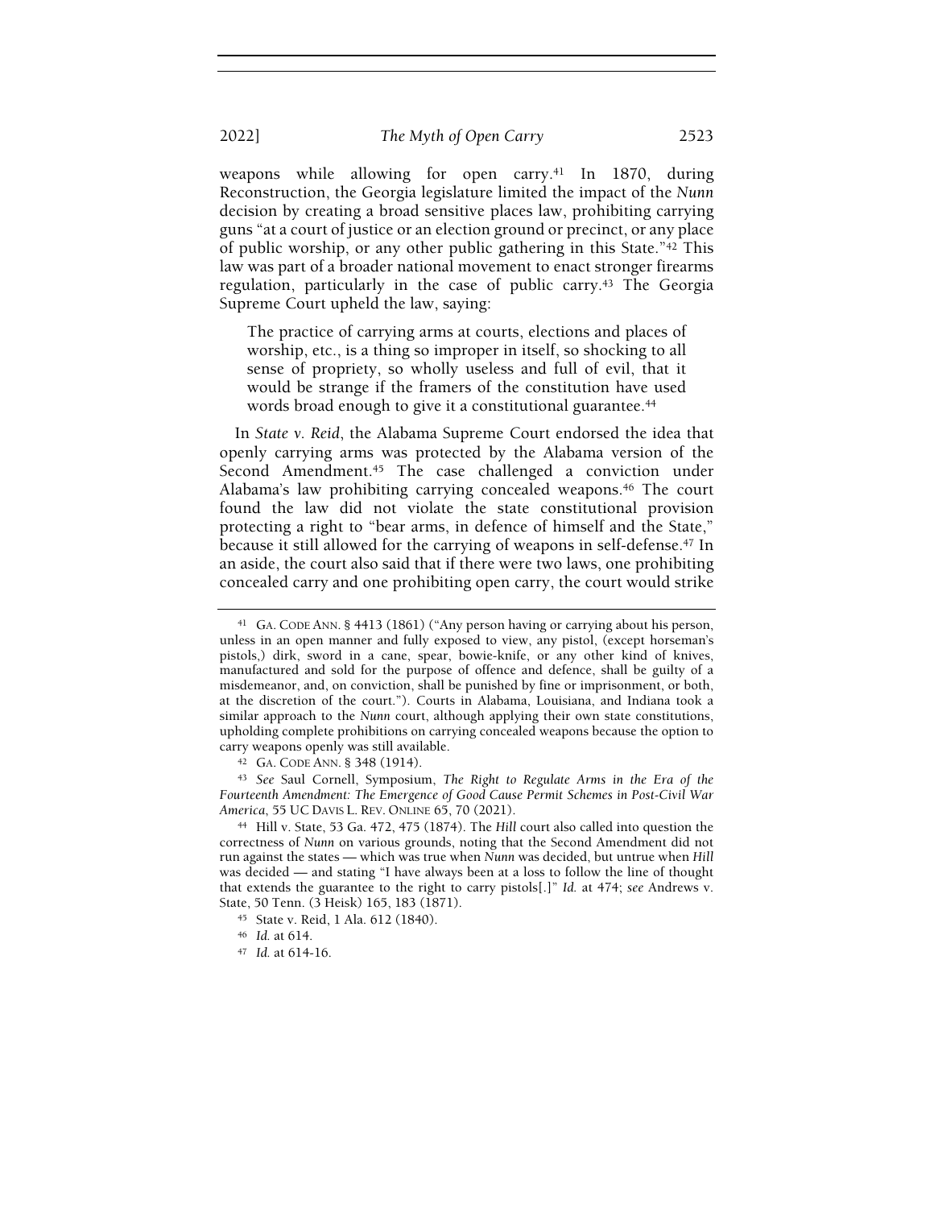weapons while allowing for open carry.[41] In 1870, during Reconstruction, the Georgia legislature limited the impact of the *Nunn* decision by creating a broad sensitive places law, prohibiting carrying guns "at a court of justice or an election ground or precinct, or any place of public worship, or any other public gathering in this State."[42] This law was part of a broader national movement to enact stronger firearms regulation, particularly in the case of public carry.[43] The Georgia Supreme Court upheld the law, saying:

> The practice of carrying arms at courts, elections and places of worship, etc., is a thing so improper in itself, so shocking to all sense of propriety, so wholly useless and full of evil, that it would be strange if the framers of the constitution have used words broad enough to give it a constitutional guarantee.[44]

In *State v. Reid*, the Alabama Supreme Court endorsed the idea that openly carrying arms was protected by the Alabama version of the Second Amendment.[45] The case challenged a conviction under Alabama's law prohibiting carrying concealed weapons.[46] The court found the law did not violate the state constitutional provision protecting a right to "bear arms, in defence of himself and the State," because it still allowed for the carrying of weapons in self-defense.[47] In an aside, the court also said that if there were two laws, one prohibiting concealed carry and one prohibiting open carry, the court would strike

---

[41] GA. CODE ANN. § 4413 (1861) ("Any person having or carrying about his person, unless in an open manner and fully exposed to view, any pistol, (except horseman's pistols,) dirk, sword in a cane, spear, bowie-knife, or any other kind of knives, manufactured and sold for the purpose of offence and defence, shall be guilty of a misdemeanor, and, on conviction, shall be punished by fine or imprisonment, or both, at the discretion of the court."). Courts in Alabama, Louisiana, and Indiana took a similar approach to the *Nunn* court, although applying their own state constitutions, upholding complete prohibitions on carrying concealed weapons because the option to carry weapons openly was still available.

[42] GA. CODE ANN. § 348 (1914).

[43] *See* Saul Cornell, Symposium, *The Right to Regulate Arms in the Era of the Fourteenth Amendment: The Emergence of Good Cause Permit Schemes in Post-Civil War America*, 55 UC DAVIS L. REV. ONLINE 65, 70 (2021).

[44] Hill v. State, 53 Ga. 472, 475 (1874). The *Hill* court also called into question the correctness of *Nunn* on various grounds, noting that the Second Amendment did not run against the states — which was true when *Nunn* was decided, but untrue when *Hill* was decided — and stating "I have always been at a loss to follow the line of thought that extends the guarantee to the right to carry pistols[.]" *Id.* at 474; *see* Andrews v. State, 50 Tenn. (3 Heisk) 165, 183 (1871).

[45] State v. Reid, 1 Ala. 612 (1840).

[46] *Id.* at 614.

[47] *Id.* at 614-16.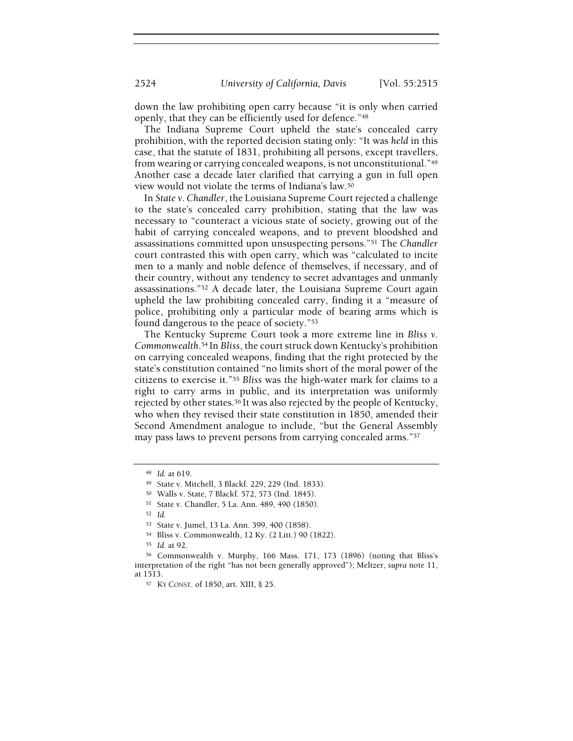down the law prohibiting open carry because "it is only when carried openly, that they can be efficiently used for defence."[48]

The Indiana Supreme Court upheld the state's concealed carry prohibition, with the reported decision stating only: "It was *held* in this case, that the statute of 1831, prohibiting all persons, except travellers, from wearing or carrying concealed weapons, is not unconstitutional."[49] Another case a decade later clarified that carrying a gun in full open view would not violate the terms of Indiana's law.[50]

In *State v. Chandler*, the Louisiana Supreme Court rejected a challenge to the state's concealed carry prohibition, stating that the law was necessary to "counteract a vicious state of society, growing out of the habit of carrying concealed weapons, and to prevent bloodshed and assassinations committed upon unsuspecting persons."[51] The *Chandler* court contrasted this with open carry, which was "calculated to incite men to a manly and noble defence of themselves, if necessary, and of their country, without any tendency to secret advantages and unmanly assassinations."[52] A decade later, the Louisiana Supreme Court again upheld the law prohibiting concealed carry, finding it a "measure of police, prohibiting only a particular mode of bearing arms which is found dangerous to the peace of society."[53]

The Kentucky Supreme Court took a more extreme line in *Bliss v. Commonwealth*.[54] In *Bliss*, the court struck down Kentucky's prohibition on carrying concealed weapons, finding that the right protected by the state's constitution contained "no limits short of the moral power of the citizens to exercise it."[55] *Bliss* was the high-water mark for claims to a right to carry arms in public, and its interpretation was uniformly rejected by other states.[56] It was also rejected by the people of Kentucky, who when they revised their state constitution in 1850, amended their Second Amendment analogue to include, "but the General Assembly may pass laws to prevent persons from carrying concealed arms."[57]

---

[48] *Id.* at 619.

[49] State v. Mitchell, 3 Blackf. 229, 229 (Ind. 1833).

[50] Walls v. State, 7 Blackf. 572, 573 (Ind. 1845).

[51] State v. Chandler, 5 La. Ann. 489, 490 (1850).

[52] *Id.*

[53] State v. Jumel, 13 La. Ann. 399, 400 (1858).

[54] Bliss v. Commonwealth, 12 Ky. (2 Litt.) 90 (1822).

[55] *Id.* at 92.

[56] Commonwealth v. Murphy, 166 Mass. 171, 173 (1896) (noting that Bliss's interpretation of the right "has not been generally approved"); Meltzer, *supra* note 11, at 1513.

[57] KY CONST. of 1850, art. XIII, § 25.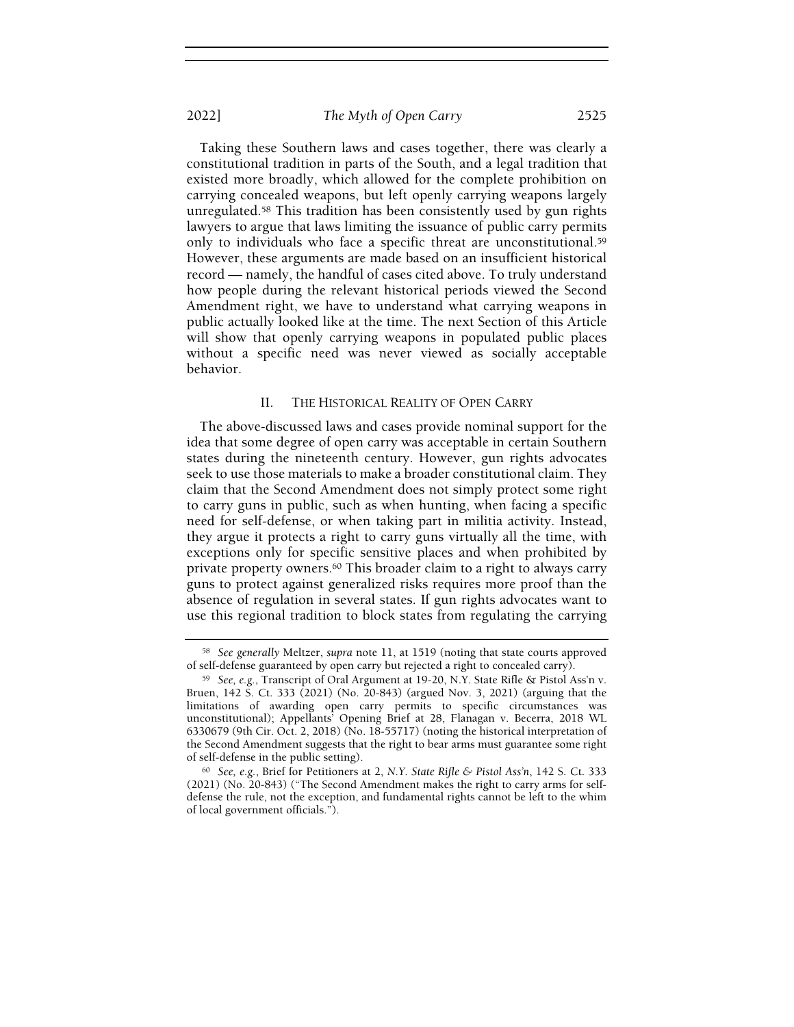Taking these Southern laws and cases together, there was clearly a constitutional tradition in parts of the South, and a legal tradition that existed more broadly, which allowed for the complete prohibition on carrying concealed weapons, but left openly carrying weapons largely unregulated.[58] This tradition has been consistently used by gun rights lawyers to argue that laws limiting the issuance of public carry permits only to individuals who face a specific threat are unconstitutional.[59] However, these arguments are made based on an insufficient historical record — namely, the handful of cases cited above. To truly understand how people during the relevant historical periods viewed the Second Amendment right, we have to understand what carrying weapons in public actually looked like at the time. The next Section of this Article will show that openly carrying weapons in populated public places without a specific need was never viewed as socially acceptable behavior.

## II. THE HISTORICAL REALITY OF OPEN CARRY

The above-discussed laws and cases provide nominal support for the idea that some degree of open carry was acceptable in certain Southern states during the nineteenth century. However, gun rights advocates seek to use those materials to make a broader constitutional claim. They claim that the Second Amendment does not simply protect some right to carry guns in public, such as when hunting, when facing a specific need for self-defense, or when taking part in militia activity. Instead, they argue it protects a right to carry guns virtually all the time, with exceptions only for specific sensitive places and when prohibited by private property owners.[60] This broader claim to a right to always carry guns to protect against generalized risks requires more proof than the absence of regulation in several states. If gun rights advocates want to use this regional tradition to block states from regulating the carrying

---

[58] *See generally* Meltzer, *supra* note 11, at 1519 (noting that state courts approved of self-defense guaranteed by open carry but rejected a right to concealed carry).

[59] *See, e.g.*, Transcript of Oral Argument at 19-20, N.Y. State Rifle & Pistol Ass'n v. Bruen, 142 S. Ct. 333 (2021) (No. 20-843) (argued Nov. 3, 2021) (arguing that the limitations of awarding open carry permits to specific circumstances was unconstitutional); Appellants' Opening Brief at 28, Flanagan v. Becerra, 2018 WL 6330679 (9th Cir. Oct. 2, 2018) (No. 18-55717) (noting the historical interpretation of the Second Amendment suggests that the right to bear arms must guarantee some right of self-defense in the public setting).

[60] *See, e.g.*, Brief for Petitioners at 2, *N.Y. State Rifle & Pistol Ass'n*, 142 S. Ct. 333 (2021) (No. 20-843) ("The Second Amendment makes the right to carry arms for self-defense the rule, not the exception, and fundamental rights cannot be left to the whim of local government officials.").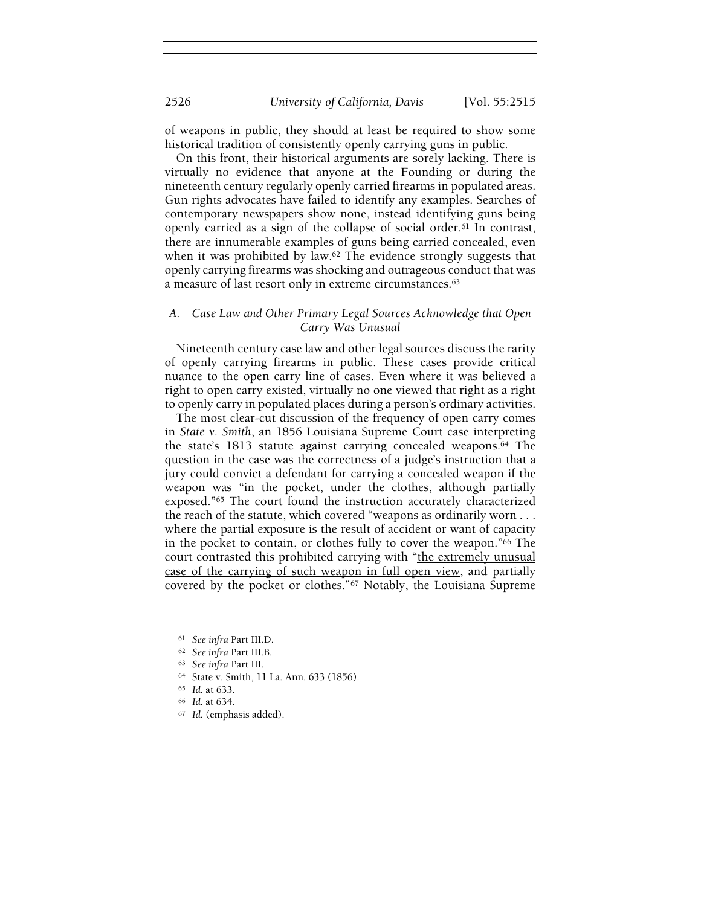of weapons in public, they should at least be required to show some historical tradition of consistently openly carrying guns in public.

On this front, their historical arguments are sorely lacking. There is virtually no evidence that anyone at the Founding or during the nineteenth century regularly openly carried firearms in populated areas. Gun rights advocates have failed to identify any examples. Searches of contemporary newspapers show none, instead identifying guns being openly carried as a sign of the collapse of social order.[61] In contrast, there are innumerable examples of guns being carried concealed, even when it was prohibited by law.[62] The evidence strongly suggests that openly carrying firearms was shocking and outrageous conduct that was a measure of last resort only in extreme circumstances.[63]

### A. *Case Law and Other Primary Legal Sources Acknowledge that Open Carry Was Unusual*

Nineteenth century case law and other legal sources discuss the rarity of openly carrying firearms in public. These cases provide critical nuance to the open carry line of cases. Even where it was believed a right to open carry existed, virtually no one viewed that right as a right to openly carry in populated places during a person's ordinary activities.

The most clear-cut discussion of the frequency of open carry comes in *State v. Smith*, an 1856 Louisiana Supreme Court case interpreting the state's 1813 statute against carrying concealed weapons.[64] The question in the case was the correctness of a judge's instruction that a jury could convict a defendant for carrying a concealed weapon if the weapon was "in the pocket, under the clothes, although partially exposed."[65] The court found the instruction accurately characterized the reach of the statute, which covered "weapons as ordinarily worn . . . where the partial exposure is the result of accident or want of capacity in the pocket to contain, or clothes fully to cover the weapon."[66] The court contrasted this prohibited carrying with "<u>the extremely unusual case of the carrying of such weapon in full open view</u>, and partially covered by the pocket or clothes."[67] Notably, the Louisiana Supreme

---

[61] *See infra* Part III.D.

[62] *See infra* Part III.B.

[63] *See infra* Part III.

[64] State v. Smith, 11 La. Ann. 633 (1856).

[65] *Id.* at 633.

[66] *Id.* at 634.

[67] *Id.* (emphasis added).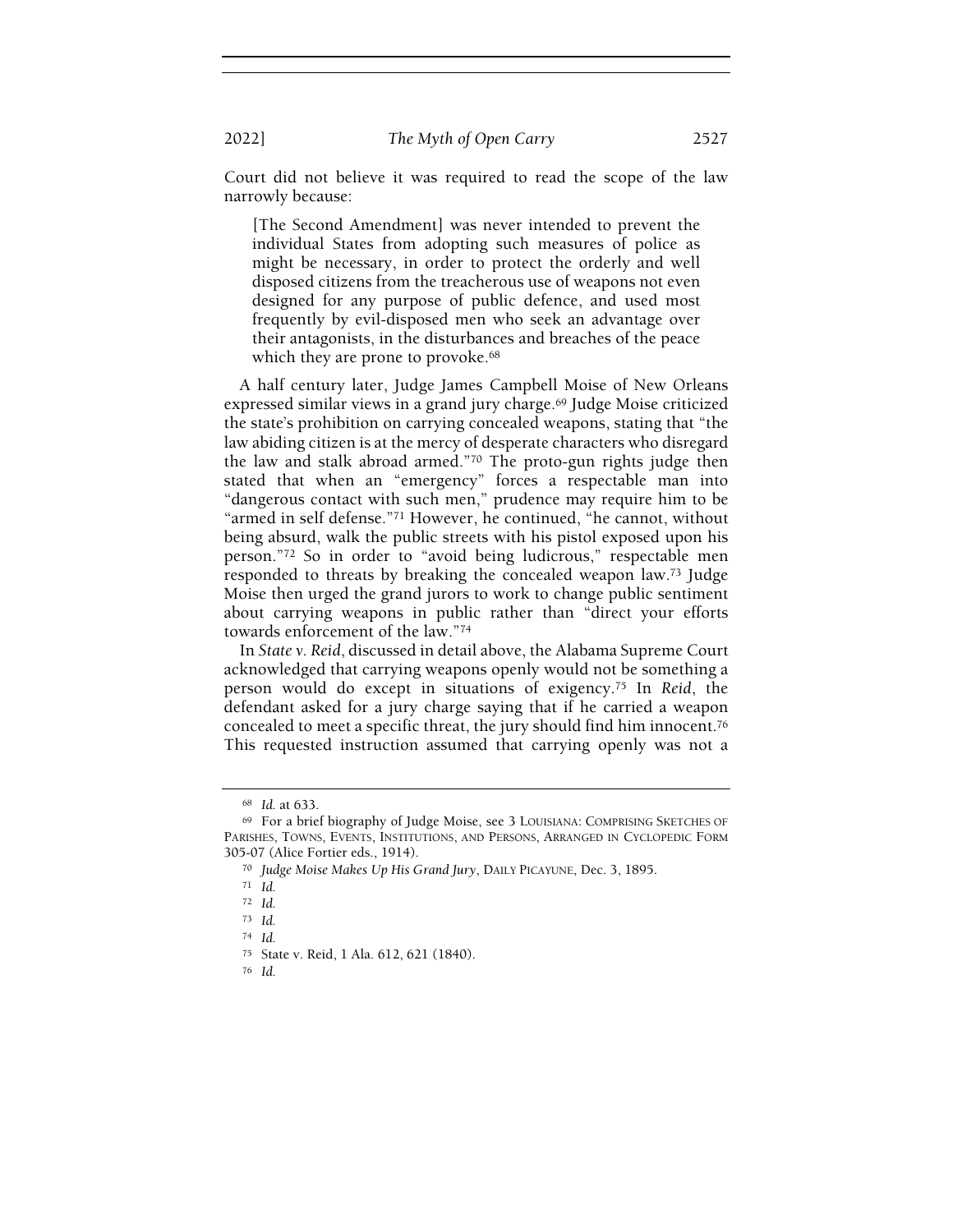Court did not believe it was required to read the scope of the law narrowly because:

> [The Second Amendment] was never intended to prevent the individual States from adopting such measures of police as might be necessary, in order to protect the orderly and well disposed citizens from the treacherous use of weapons not even designed for any purpose of public defence, and used most frequently by evil-disposed men who seek an advantage over their antagonists, in the disturbances and breaches of the peace which they are prone to provoke.[68]

A half century later, Judge James Campbell Moise of New Orleans expressed similar views in a grand jury charge.[69] Judge Moise criticized the state's prohibition on carrying concealed weapons, stating that "the law abiding citizen is at the mercy of desperate characters who disregard the law and stalk abroad armed."[70] The proto-gun rights judge then stated that when an "emergency" forces a respectable man into "dangerous contact with such men," prudence may require him to be "armed in self defense."[71] However, he continued, "he cannot, without being absurd, walk the public streets with his pistol exposed upon his person."[72] So in order to "avoid being ludicrous," respectable men responded to threats by breaking the concealed weapon law.[73] Judge Moise then urged the grand jurors to work to change public sentiment about carrying weapons in public rather than "direct your efforts towards enforcement of the law."[74]

In *State v. Reid*, discussed in detail above, the Alabama Supreme Court acknowledged that carrying weapons openly would not be something a person would do except in situations of exigency.[75] In *Reid*, the defendant asked for a jury charge saying that if he carried a weapon concealed to meet a specific threat, the jury should find him innocent.[76] This requested instruction assumed that carrying openly was not a

---

[68] *Id.* at 633.

[69] For a brief biography of Judge Moise, see 3 LOUISIANA: COMPRISING SKETCHES OF PARISHES, TOWNS, EVENTS, INSTITUTIONS, AND PERSONS, ARRANGED IN CYCLOPEDIC FORM 305-07 (Alice Fortier eds., 1914).

[70] *Judge Moise Makes Up His Grand Jury*, DAILY PICAYUNE, Dec. 3, 1895.

[71] *Id.*

[72] *Id.*

[73] *Id.*

[74] *Id.*

[75] State v. Reid, 1 Ala. 612, 621 (1840).

[76] *Id.*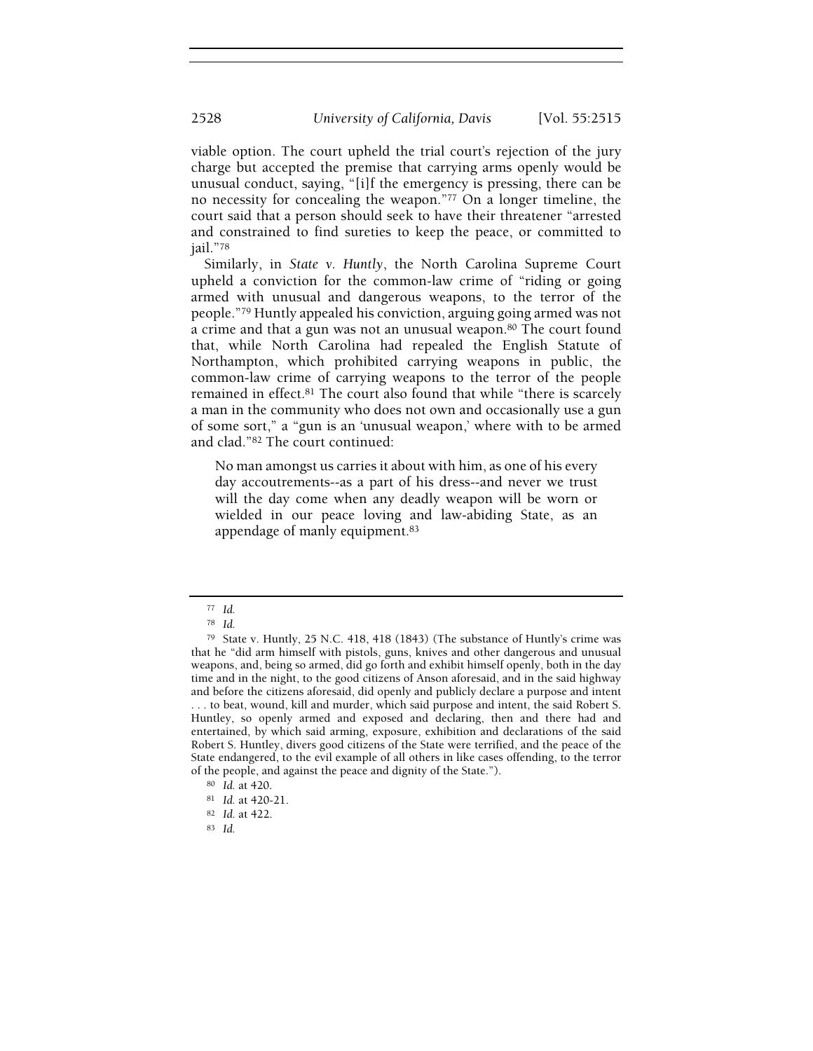viable option. The court upheld the trial court's rejection of the jury charge but accepted the premise that carrying arms openly would be unusual conduct, saying, "[i]f the emergency is pressing, there can be no necessity for concealing the weapon."[77] On a longer timeline, the court said that a person should seek to have their threatener "arrested and constrained to find sureties to keep the peace, or committed to jail."[78]

Similarly, in *State v. Huntly*, the North Carolina Supreme Court upheld a conviction for the common-law crime of "riding or going armed with unusual and dangerous weapons, to the terror of the people."[79] Huntly appealed his conviction, arguing going armed was not a crime and that a gun was not an unusual weapon.[80] The court found that, while North Carolina had repealed the English Statute of Northampton, which prohibited carrying weapons in public, the common-law crime of carrying weapons to the terror of the people remained in effect.[81] The court also found that while "there is scarcely a man in the community who does not own and occasionally use a gun of some sort," a "gun is an 'unusual weapon,' where with to be armed and clad."[82] The court continued:

> No man amongst us carries it about with him, as one of his every day accoutrements--as a part of his dress--and never we trust will the day come when any deadly weapon will be worn or wielded in our peace loving and law-abiding State, as an appendage of manly equipment.[83]

---

[77] *Id.*

[78] *Id.*

[79] State v. Huntly, 25 N.C. 418, 418 (1843) (The substance of Huntly's crime was that he "did arm himself with pistols, guns, knives and other dangerous and unusual weapons, and, being so armed, did go forth and exhibit himself openly, both in the day time and in the night, to the good citizens of Anson aforesaid, and in the said highway and before the citizens aforesaid, did openly and publicly declare a purpose and intent . . . to beat, wound, kill and murder, which said purpose and intent, the said Robert S. Huntley, so openly armed and exposed and declaring, then and there had and entertained, by which said arming, exposure, exhibition and declarations of the said Robert S. Huntley, divers good citizens of the State were terrified, and the peace of the State endangered, to the evil example of all others in like cases offending, to the terror of the people, and against the peace and dignity of the State.").

[80] *Id.* at 420.

[81] *Id.* at 420-21.

[82] *Id.* at 422.

[83] *Id.*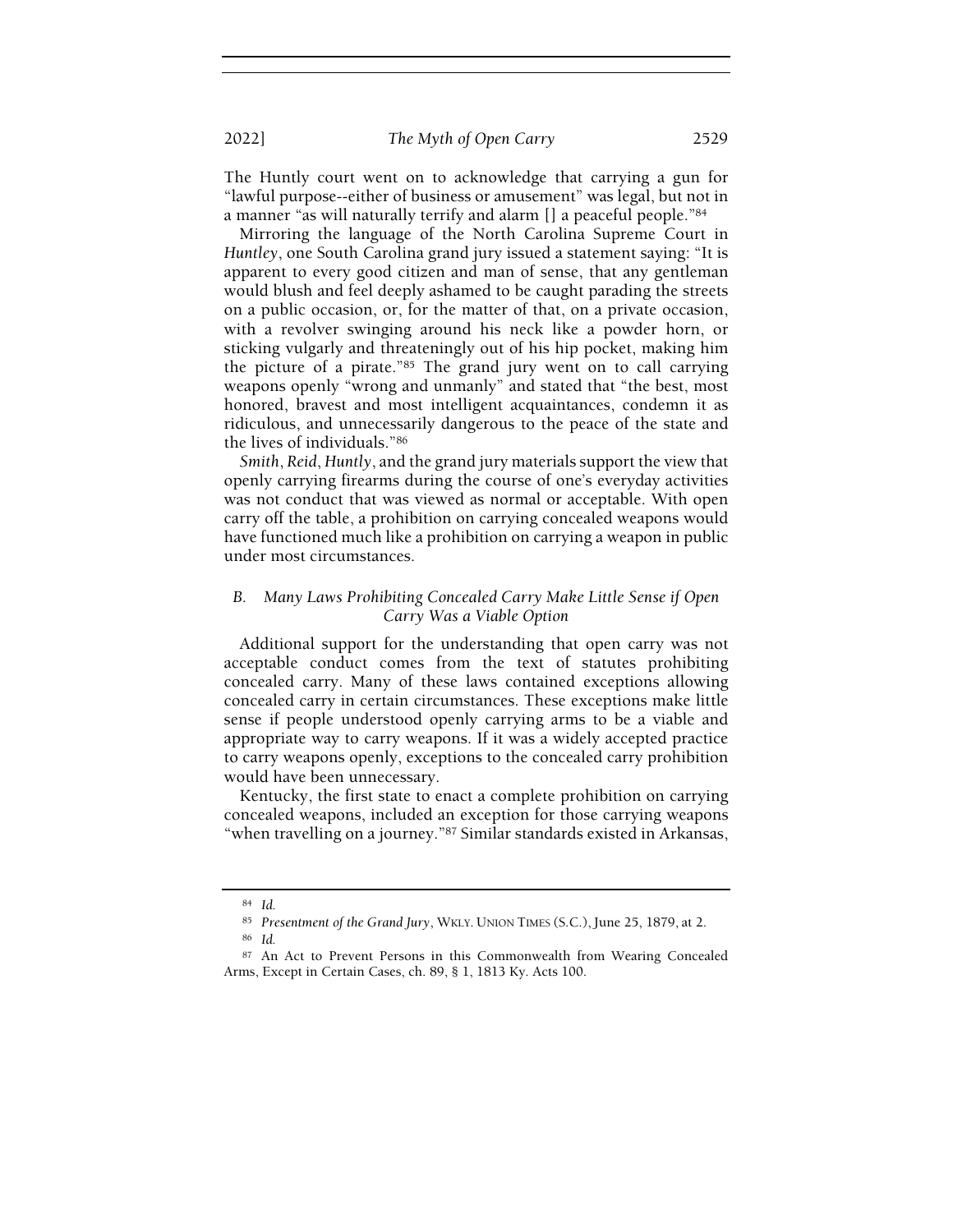The Huntly court went on to acknowledge that carrying a gun for "lawful purpose--either of business or amusement" was legal, but not in a manner "as will naturally terrify and alarm [] a peaceful people."[84]

Mirroring the language of the North Carolina Supreme Court in *Huntley*, one South Carolina grand jury issued a statement saying: "It is apparent to every good citizen and man of sense, that any gentleman would blush and feel deeply ashamed to be caught parading the streets on a public occasion, or, for the matter of that, on a private occasion, with a revolver swinging around his neck like a powder horn, or sticking vulgarly and threateningly out of his hip pocket, making him the picture of a pirate."[85] The grand jury went on to call carrying weapons openly "wrong and unmanly" and stated that "the best, most honored, bravest and most intelligent acquaintances, condemn it as ridiculous, and unnecessarily dangerous to the peace of the state and the lives of individuals."[86]

*Smith*, *Reid*, *Huntly*, and the grand jury materials support the view that openly carrying firearms during the course of one's everyday activities was not conduct that was viewed as normal or acceptable. With open carry off the table, a prohibition on carrying concealed weapons would have functioned much like a prohibition on carrying a weapon in public under most circumstances.

### *B. Many Laws Prohibiting Concealed Carry Make Little Sense if Open Carry Was a Viable Option*

Additional support for the understanding that open carry was not acceptable conduct comes from the text of statutes prohibiting concealed carry. Many of these laws contained exceptions allowing concealed carry in certain circumstances. These exceptions make little sense if people understood openly carrying arms to be a viable and appropriate way to carry weapons. If it was a widely accepted practice to carry weapons openly, exceptions to the concealed carry prohibition would have been unnecessary.

Kentucky, the first state to enact a complete prohibition on carrying concealed weapons, included an exception for those carrying weapons "when travelling on a journey."[87] Similar standards existed in Arkansas,

---

[84] *Id.*

[85] *Presentment of the Grand Jury*, WKLY. UNION TIMES (S.C.), June 25, 1879, at 2.

[86] *Id.*

[87] An Act to Prevent Persons in this Commonwealth from Wearing Concealed Arms, Except in Certain Cases, ch. 89, § 1, 1813 Ky. Acts 100.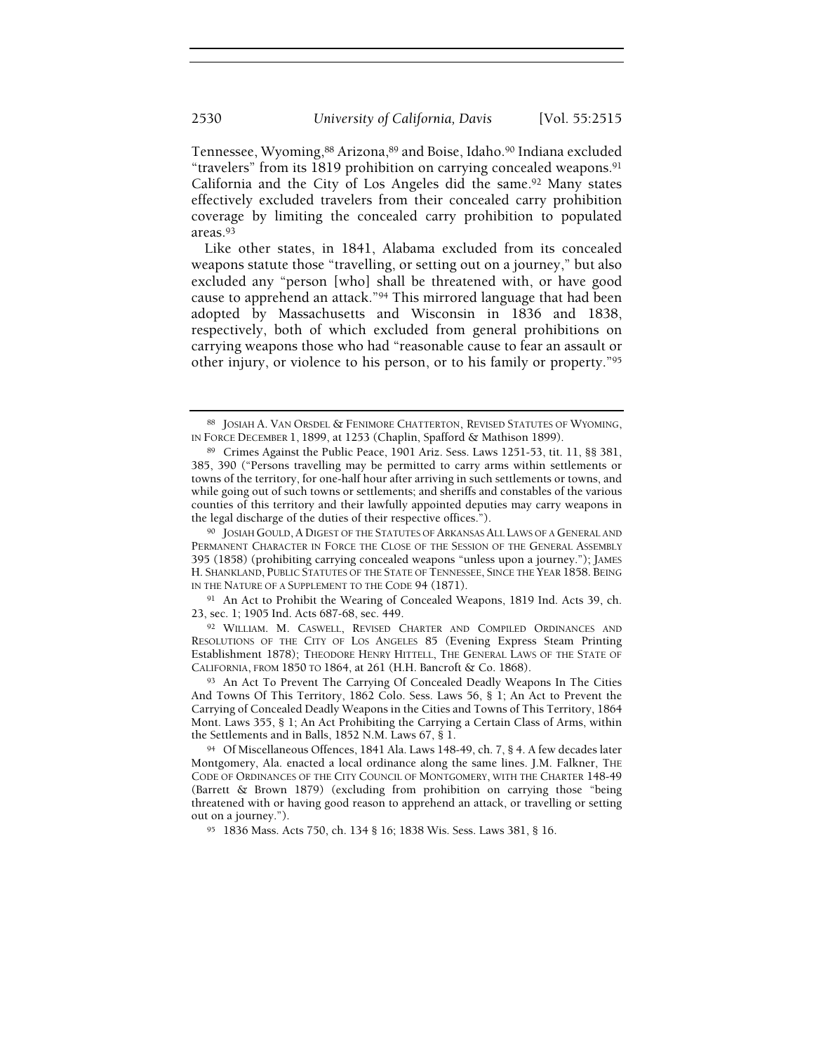Tennessee, Wyoming,[88] Arizona,[89] and Boise, Idaho.[90] Indiana excluded "travelers" from its 1819 prohibition on carrying concealed weapons.[91] California and the City of Los Angeles did the same.[92] Many states effectively excluded travelers from their concealed carry prohibition coverage by limiting the concealed carry prohibition to populated areas.[93]

Like other states, in 1841, Alabama excluded from its concealed weapons statute those "travelling, or setting out on a journey," but also excluded any "person [who] shall be threatened with, or have good cause to apprehend an attack."[94] This mirrored language that had been adopted by Massachusetts and Wisconsin in 1836 and 1838, respectively, both of which excluded from general prohibitions on carrying weapons those who had "reasonable cause to fear an assault or other injury, or violence to his person, or to his family or property."[95]

---

[88] JOSIAH A. VAN ORSDEL & FENIMORE CHATTERTON, REVISED STATUTES OF WYOMING, IN FORCE DECEMBER 1, 1899, at 1253 (Chaplin, Spafford & Mathison 1899).

[89] Crimes Against the Public Peace, 1901 Ariz. Sess. Laws 1251-53, tit. 11, §§ 381, 385, 390 ("Persons travelling may be permitted to carry arms within settlements or towns of the territory, for one-half hour after arriving in such settlements or towns, and while going out of such towns or settlements; and sheriffs and constables of the various counties of this territory and their lawfully appointed deputies may carry weapons in the legal discharge of the duties of their respective offices.").

[90] JOSIAH GOULD, A DIGEST OF THE STATUTES OF ARKANSAS ALL LAWS OF A GENERAL AND PERMANENT CHARACTER IN FORCE THE CLOSE OF THE SESSION OF THE GENERAL ASSEMBLY 395 (1858) (prohibiting carrying concealed weapons "unless upon a journey."); JAMES H. SHANKLAND, PUBLIC STATUTES OF THE STATE OF TENNESSEE, SINCE THE YEAR 1858. BEING IN THE NATURE OF A SUPPLEMENT TO THE CODE 94 (1871).

[91] An Act to Prohibit the Wearing of Concealed Weapons, 1819 Ind. Acts 39, ch. 23, sec. 1; 1905 Ind. Acts 687-68, sec. 449.

[92] WILLIAM. M. CASWELL, REVISED CHARTER AND COMPILED ORDINANCES AND RESOLUTIONS OF THE CITY OF LOS ANGELES 85 (Evening Express Steam Printing Establishment 1878); THEODORE HENRY HITTELL, THE GENERAL LAWS OF THE STATE OF CALIFORNIA, FROM 1850 TO 1864, at 261 (H.H. Bancroft & Co. 1868).

[93] An Act To Prevent The Carrying Of Concealed Deadly Weapons In The Cities And Towns Of This Territory, 1862 Colo. Sess. Laws 56, § 1; An Act to Prevent the Carrying of Concealed Deadly Weapons in the Cities and Towns of This Territory, 1864 Mont. Laws 355, § 1; An Act Prohibiting the Carrying a Certain Class of Arms, within the Settlements and in Balls, 1852 N.M. Laws 67, § 1.

[94] Of Miscellaneous Offences, 1841 Ala. Laws 148-49, ch. 7, § 4. A few decades later Montgomery, Ala. enacted a local ordinance along the same lines. J.M. Falkner, THE CODE OF ORDINANCES OF THE CITY COUNCIL OF MONTGOMERY, WITH THE CHARTER 148-49 (Barrett & Brown 1879) (excluding from prohibition on carrying those "being threatened with or having good reason to apprehend an attack, or travelling or setting out on a journey.").

[95] 1836 Mass. Acts 750, ch. 134 § 16; 1838 Wis. Sess. Laws 381, § 16.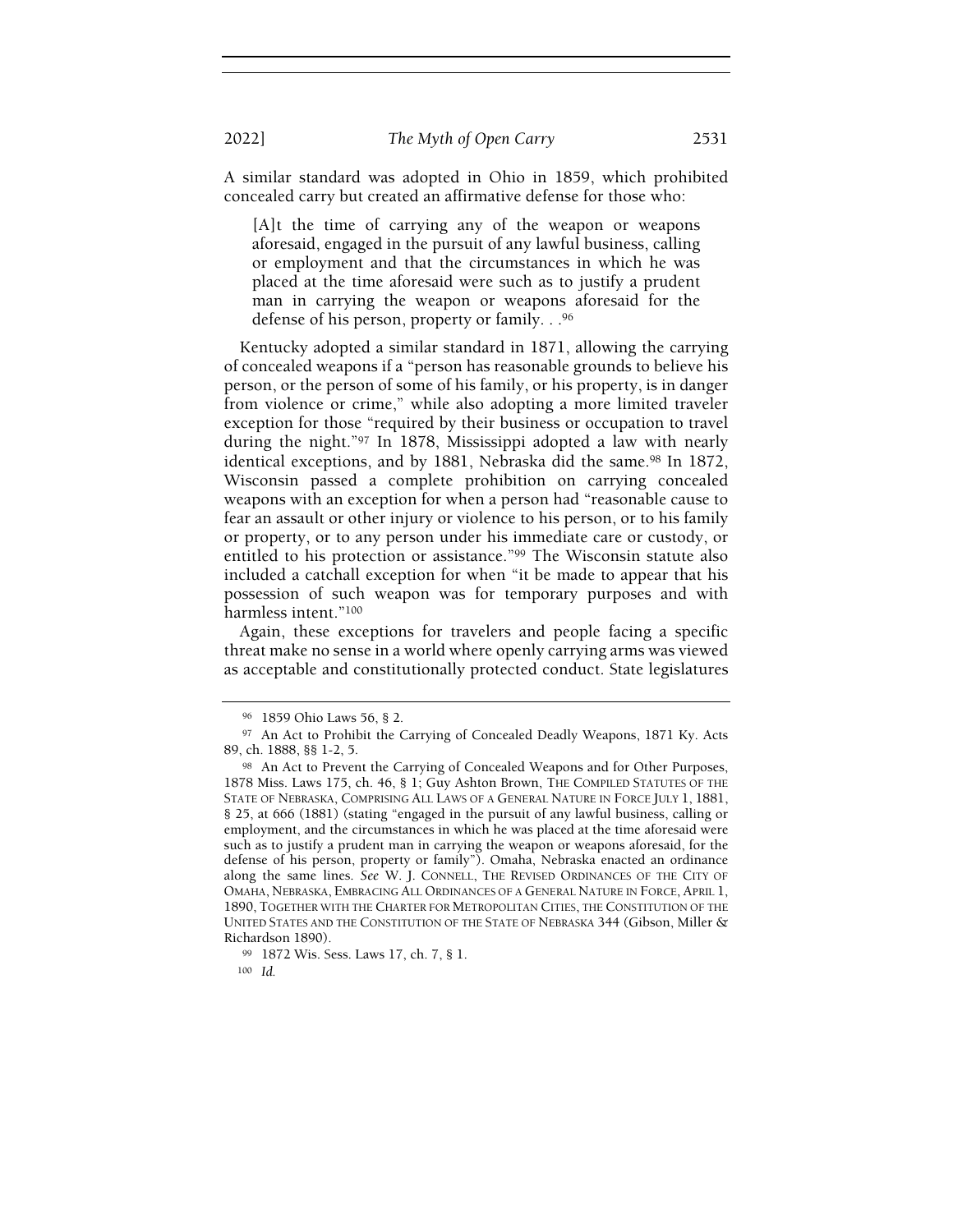A similar standard was adopted in Ohio in 1859, which prohibited concealed carry but created an affirmative defense for those who:

> [A]t the time of carrying any of the weapon or weapons aforesaid, engaged in the pursuit of any lawful business, calling or employment and that the circumstances in which he was placed at the time aforesaid were such as to justify a prudent man in carrying the weapon or weapons aforesaid for the defense of his person, property or family. . .[96]

Kentucky adopted a similar standard in 1871, allowing the carrying of concealed weapons if a "person has reasonable grounds to believe his person, or the person of some of his family, or his property, is in danger from violence or crime," while also adopting a more limited traveler exception for those "required by their business or occupation to travel during the night."[97] In 1878, Mississippi adopted a law with nearly identical exceptions, and by 1881, Nebraska did the same.[98] In 1872, Wisconsin passed a complete prohibition on carrying concealed weapons with an exception for when a person had "reasonable cause to fear an assault or other injury or violence to his person, or to his family or property, or to any person under his immediate care or custody, or entitled to his protection or assistance."[99] The Wisconsin statute also included a catchall exception for when "it be made to appear that his possession of such weapon was for temporary purposes and with harmless intent."[100]

Again, these exceptions for travelers and people facing a specific threat make no sense in a world where openly carrying arms was viewed as acceptable and constitutionally protected conduct. State legislatures

---

[96] 1859 Ohio Laws 56, § 2.

[97] An Act to Prohibit the Carrying of Concealed Deadly Weapons, 1871 Ky. Acts 89, ch. 1888, §§ 1-2, 5.

[98] An Act to Prevent the Carrying of Concealed Weapons and for Other Purposes, 1878 Miss. Laws 175, ch. 46, § 1; Guy Ashton Brown, THE COMPILED STATUTES OF THE STATE OF NEBRASKA, COMPRISING ALL LAWS OF A GENERAL NATURE IN FORCE JULY 1, 1881, § 25, at 666 (1881) (stating "engaged in the pursuit of any lawful business, calling or employment, and the circumstances in which he was placed at the time aforesaid were such as to justify a prudent man in carrying the weapon or weapons aforesaid, for the defense of his person, property or family"). Omaha, Nebraska enacted an ordinance along the same lines. *See* W. J. CONNELL, THE REVISED ORDINANCES OF THE CITY OF OMAHA, NEBRASKA, EMBRACING ALL ORDINANCES OF A GENERAL NATURE IN FORCE, APRIL 1, 1890, TOGETHER WITH THE CHARTER FOR METROPOLITAN CITIES, THE CONSTITUTION OF THE UNITED STATES AND THE CONSTITUTION OF THE STATE OF NEBRASKA 344 (Gibson, Miller & Richardson 1890).

[99] 1872 Wis. Sess. Laws 17, ch. 7, § 1.

[100] *Id.*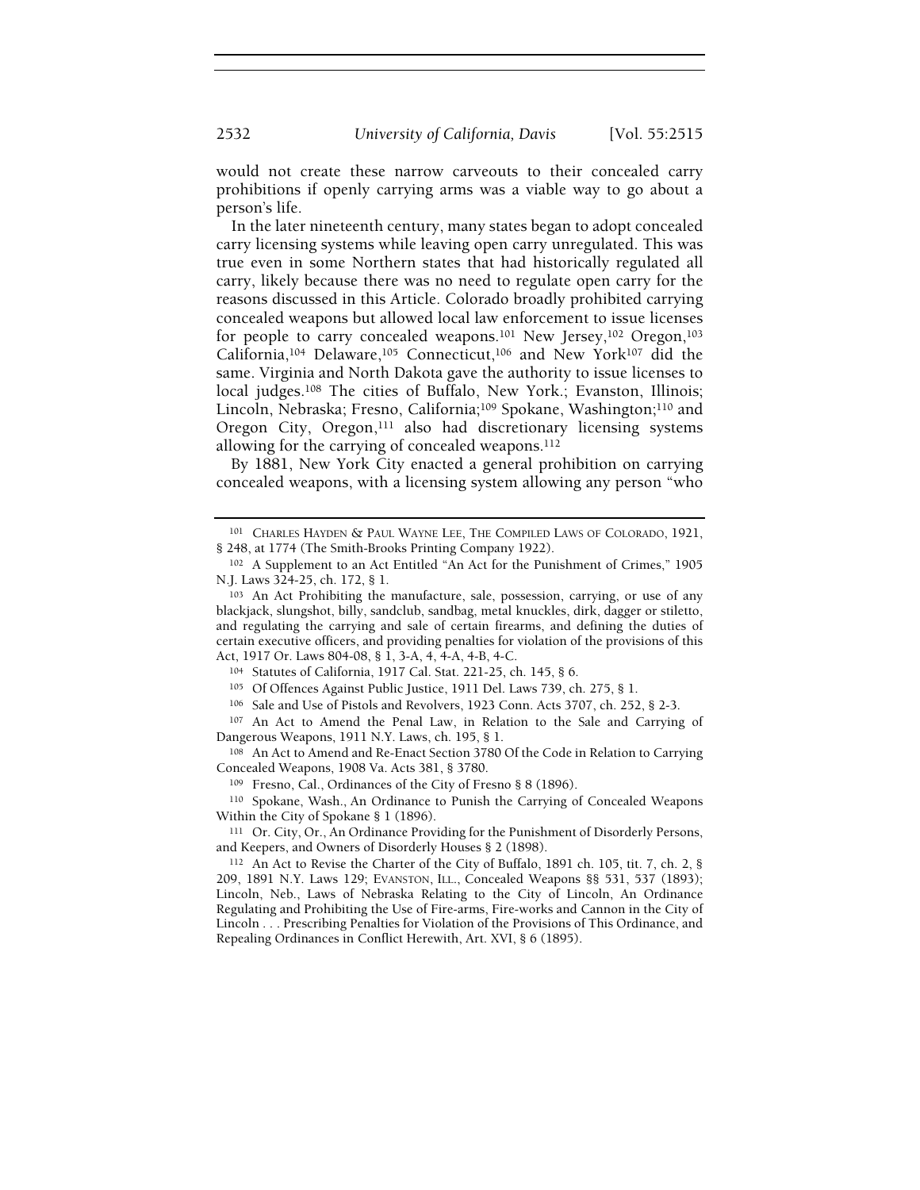would not create these narrow carveouts to their concealed carry prohibitions if openly carrying arms was a viable way to go about a person's life.

In the later nineteenth century, many states began to adopt concealed carry licensing systems while leaving open carry unregulated. This was true even in some Northern states that had historically regulated all carry, likely because there was no need to regulate open carry for the reasons discussed in this Article. Colorado broadly prohibited carrying concealed weapons but allowed local law enforcement to issue licenses for people to carry concealed weapons.[101] New Jersey,[102] Oregon,[103] California,[104] Delaware,[105] Connecticut,[106] and New York[107] did the same. Virginia and North Dakota gave the authority to issue licenses to local judges.[108] The cities of Buffalo, New York.; Evanston, Illinois; Lincoln, Nebraska; Fresno, California;[109] Spokane, Washington;[110] and Oregon City, Oregon,[111] also had discretionary licensing systems allowing for the carrying of concealed weapons.[112]

By 1881, New York City enacted a general prohibition on carrying concealed weapons, with a licensing system allowing any person "who

---

[101] CHARLES HAYDEN & PAUL WAYNE LEE, THE COMPILED LAWS OF COLORADO, 1921, § 248, at 1774 (The Smith-Brooks Printing Company 1922).

[102] A Supplement to an Act Entitled "An Act for the Punishment of Crimes," 1905 N.J. Laws 324-25, ch. 172, § 1.

[103] An Act Prohibiting the manufacture, sale, possession, carrying, or use of any blackjack, slungshot, billy, sandclub, sandbag, metal knuckles, dirk, dagger or stiletto, and regulating the carrying and sale of certain firearms, and defining the duties of certain executive officers, and providing penalties for violation of the provisions of this Act, 1917 Or. Laws 804-08, § 1, 3-A, 4, 4-A, 4-B, 4-C.

[104] Statutes of California, 1917 Cal. Stat. 221-25, ch. 145, § 6.

[105] Of Offences Against Public Justice, 1911 Del. Laws 739, ch. 275, § 1.

[106] Sale and Use of Pistols and Revolvers, 1923 Conn. Acts 3707, ch. 252, § 2-3.

[107] An Act to Amend the Penal Law, in Relation to the Sale and Carrying of Dangerous Weapons, 1911 N.Y. Laws, ch. 195, § 1.

[108] An Act to Amend and Re-Enact Section 3780 Of the Code in Relation to Carrying Concealed Weapons, 1908 Va. Acts 381, § 3780.

[109] Fresno, Cal., Ordinances of the City of Fresno § 8 (1896).

[110] Spokane, Wash., An Ordinance to Punish the Carrying of Concealed Weapons Within the City of Spokane § 1 (1896).

[111] Or. City, Or., An Ordinance Providing for the Punishment of Disorderly Persons, and Keepers, and Owners of Disorderly Houses § 2 (1898).

[112] An Act to Revise the Charter of the City of Buffalo, 1891 ch. 105, tit. 7, ch. 2, § 209, 1891 N.Y. Laws 129; EVANSTON, ILL., Concealed Weapons §§ 531, 537 (1893); Lincoln, Neb., Laws of Nebraska Relating to the City of Lincoln, An Ordinance Regulating and Prohibiting the Use of Fire-arms, Fire-works and Cannon in the City of Lincoln . . . Prescribing Penalties for Violation of the Provisions of This Ordinance, and Repealing Ordinances in Conflict Herewith, Art. XVI, § 6 (1895).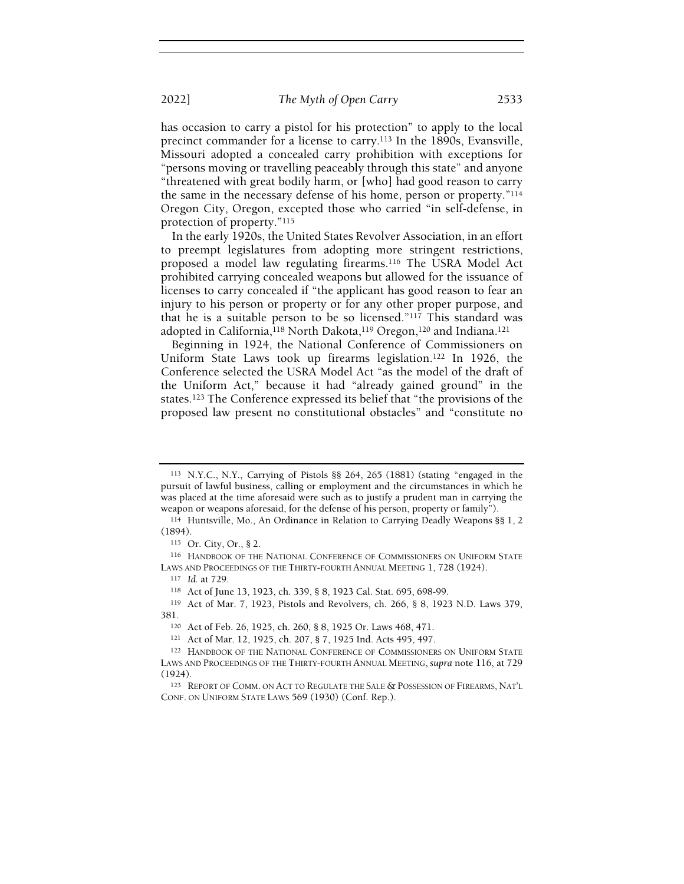has occasion to carry a pistol for his protection" to apply to the local precinct commander for a license to carry.[113] In the 1890s, Evansville, Missouri adopted a concealed carry prohibition with exceptions for "persons moving or travelling peaceably through this state" and anyone "threatened with great bodily harm, or [who] had good reason to carry the same in the necessary defense of his home, person or property."[114] Oregon City, Oregon, excepted those who carried "in self-defense, in protection of property."[115]

In the early 1920s, the United States Revolver Association, in an effort to preempt legislatures from adopting more stringent restrictions, proposed a model law regulating firearms.[116] The USRA Model Act prohibited carrying concealed weapons but allowed for the issuance of licenses to carry concealed if "the applicant has good reason to fear an injury to his person or property or for any other proper purpose, and that he is a suitable person to be so licensed."[117] This standard was adopted in California,[118] North Dakota,[119] Oregon,[120] and Indiana.[121]

Beginning in 1924, the National Conference of Commissioners on Uniform State Laws took up firearms legislation.[122] In 1926, the Conference selected the USRA Model Act "as the model of the draft of the Uniform Act," because it had "already gained ground" in the states.[123] The Conference expressed its belief that "the provisions of the proposed law present no constitutional obstacles" and "constitute no

---

[113] N.Y.C., N.Y., Carrying of Pistols §§ 264, 265 (1881) (stating "engaged in the pursuit of lawful business, calling or employment and the circumstances in which he was placed at the time aforesaid were such as to justify a prudent man in carrying the weapon or weapons aforesaid, for the defense of his person, property or family").

[114] Huntsville, Mo., An Ordinance in Relation to Carrying Deadly Weapons §§ 1, 2 (1894).

[115] Or. City, Or., § 2.

[116] HANDBOOK OF THE NATIONAL CONFERENCE OF COMMISSIONERS ON UNIFORM STATE LAWS AND PROCEEDINGS OF THE THIRTY-FOURTH ANNUAL MEETING 1, 728 (1924).

[117] *Id.* at 729.

[118] Act of June 13, 1923, ch. 339, § 8, 1923 Cal. Stat. 695, 698-99.

[119] Act of Mar. 7, 1923, Pistols and Revolvers, ch. 266, § 8, 1923 N.D. Laws 379, 381.

[120] Act of Feb. 26, 1925, ch. 260, § 8, 1925 Or. Laws 468, 471.

[121] Act of Mar. 12, 1925, ch. 207, § 7, 1925 Ind. Acts 495, 497.

[122] HANDBOOK OF THE NATIONAL CONFERENCE OF COMMISSIONERS ON UNIFORM STATE LAWS AND PROCEEDINGS OF THE THIRTY-FOURTH ANNUAL MEETING, *supra* note 116, at 729 (1924).

[123] REPORT OF COMM. ON ACT TO REGULATE THE SALE & POSSESSION OF FIREARMS, NAT'L CONF. ON UNIFORM STATE LAWS 569 (1930) (Conf. Rep.).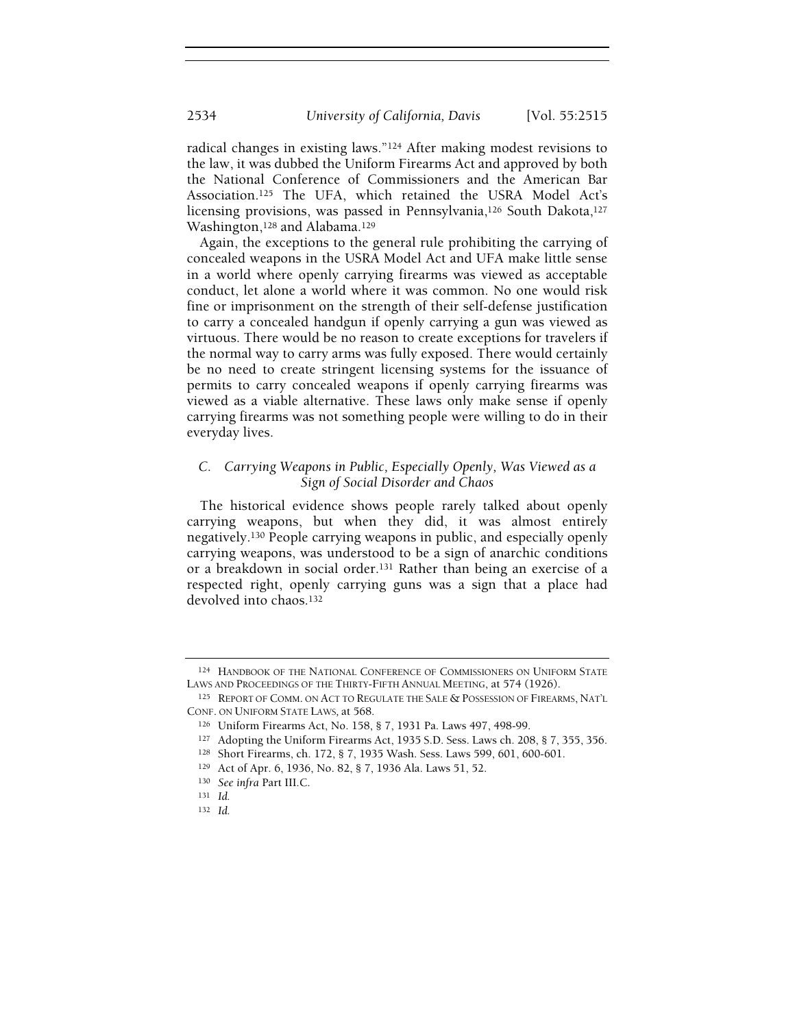radical changes in existing laws."[124] After making modest revisions to the law, it was dubbed the Uniform Firearms Act and approved by both the National Conference of Commissioners and the American Bar Association.[125] The UFA, which retained the USRA Model Act's licensing provisions, was passed in Pennsylvania,[126] South Dakota,[127] Washington,[128] and Alabama.[129]

Again, the exceptions to the general rule prohibiting the carrying of concealed weapons in the USRA Model Act and UFA make little sense in a world where openly carrying firearms was viewed as acceptable conduct, let alone a world where it was common. No one would risk fine or imprisonment on the strength of their self-defense justification to carry a concealed handgun if openly carrying a gun was viewed as virtuous. There would be no reason to create exceptions for travelers if the normal way to carry arms was fully exposed. There would certainly be no need to create stringent licensing systems for the issuance of permits to carry concealed weapons if openly carrying firearms was viewed as a viable alternative. These laws only make sense if openly carrying firearms was not something people were willing to do in their everyday lives.

### *C. Carrying Weapons in Public, Especially Openly, Was Viewed as a Sign of Social Disorder and Chaos*

The historical evidence shows people rarely talked about openly carrying weapons, but when they did, it was almost entirely negatively.[130] People carrying weapons in public, and especially openly carrying weapons, was understood to be a sign of anarchic conditions or a breakdown in social order.[131] Rather than being an exercise of a respected right, openly carrying guns was a sign that a place had devolved into chaos.[132]

---

[124] HANDBOOK OF THE NATIONAL CONFERENCE OF COMMISSIONERS ON UNIFORM STATE LAWS AND PROCEEDINGS OF THE THIRTY-FIFTH ANNUAL MEETING, at 574 (1926).

[125] REPORT OF COMM. ON ACT TO REGULATE THE SALE & POSSESSION OF FIREARMS, NAT'L CONF. ON UNIFORM STATE LAWS, at 568.

[126] Uniform Firearms Act, No. 158, § 7, 1931 Pa. Laws 497, 498-99.

[127] Adopting the Uniform Firearms Act, 1935 S.D. Sess. Laws ch. 208, § 7, 355, 356.

[128] Short Firearms, ch. 172, § 7, 1935 Wash. Sess. Laws 599, 601, 600-601.

[129] Act of Apr. 6, 1936, No. 82, § 7, 1936 Ala. Laws 51, 52.

[130] *See infra* Part III.C.

[131] *Id.*

[132] *Id.*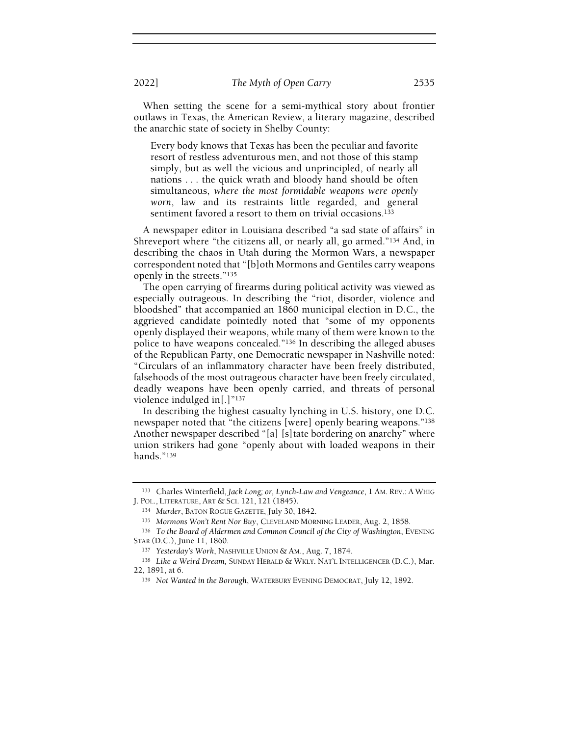When setting the scene for a semi-mythical story about frontier outlaws in Texas, the American Review, a literary magazine, described the anarchic state of society in Shelby County:

> Every body knows that Texas has been the peculiar and favorite resort of restless adventurous men, and not those of this stamp simply, but as well the vicious and unprincipled, of nearly all nations . . . the quick wrath and bloody hand should be often simultaneous, *where the most formidable weapons were openly worn*, law and its restraints little regarded, and general sentiment favored a resort to them on trivial occasions.[133]

A newspaper editor in Louisiana described "a sad state of affairs" in Shreveport where "the citizens all, or nearly all, go armed."[134] And, in describing the chaos in Utah during the Mormon Wars, a newspaper correspondent noted that "[b]oth Mormons and Gentiles carry weapons openly in the streets."[135]

The open carrying of firearms during political activity was viewed as especially outrageous. In describing the "riot, disorder, violence and bloodshed" that accompanied an 1860 municipal election in D.C., the aggrieved candidate pointedly noted that "some of my opponents openly displayed their weapons, while many of them were known to the police to have weapons concealed."[136] In describing the alleged abuses of the Republican Party, one Democratic newspaper in Nashville noted: "Circulars of an inflammatory character have been freely distributed, falsehoods of the most outrageous character have been freely circulated, deadly weapons have been openly carried, and threats of personal violence indulged in[.]"[137]

In describing the highest casualty lynching in U.S. history, one D.C. newspaper noted that "the citizens [were] openly bearing weapons."[138] Another newspaper described "[a] [s]tate bordering on anarchy" where union strikers had gone "openly about with loaded weapons in their hands."[139]

---

[133] Charles Winterfield, *Jack Long; or, Lynch-Law and Vengeance*, 1 AM. REV.: A WHIG J. POL., LITERATURE, ART & SCI. 121, 121 (1845).

[134] *Murder*, BATON ROGUE GAZETTE, July 30, 1842.

[135] *Mormons Won't Rent Nor Buy*, CLEVELAND MORNING LEADER, Aug. 2, 1858.

[136] *To the Board of Aldermen and Common Council of the City of Washington*, EVENING STAR (D.C.), June 11, 1860.

[137] *Yesterday's Work*, NASHVILLE UNION & AM., Aug. 7, 1874.

[138] *Like a Weird Dream,* SUNDAY HERALD & WKLY. NAT'L INTELLIGENCER (D.C.), Mar. 22, 1891, at 6.

[139] *Not Wanted in the Borough*, WATERBURY EVENING DEMOCRAT, July 12, 1892.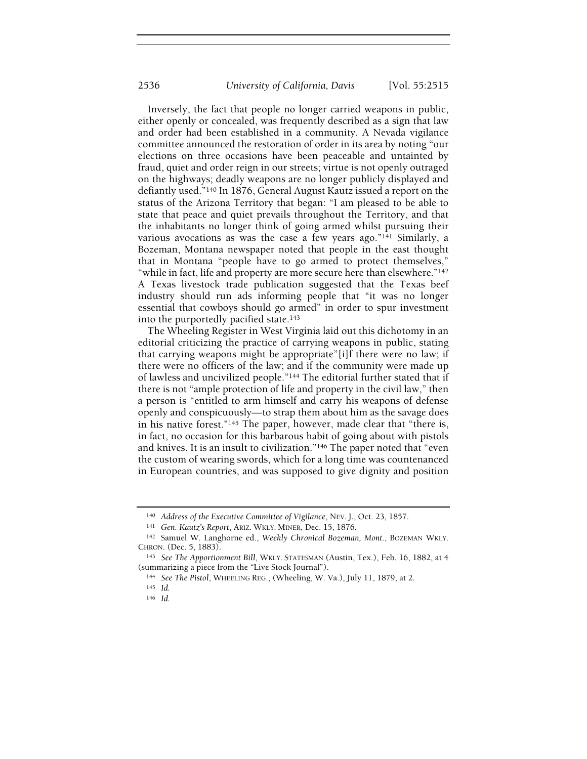Inversely, the fact that people no longer carried weapons in public, either openly or concealed, was frequently described as a sign that law and order had been established in a community. A Nevada vigilance committee announced the restoration of order in its area by noting "our elections on three occasions have been peaceable and untainted by fraud, quiet and order reign in our streets; virtue is not openly outraged on the highways; deadly weapons are no longer publicly displayed and defiantly used."[140] In 1876, General August Kautz issued a report on the status of the Arizona Territory that began: "I am pleased to be able to state that peace and quiet prevails throughout the Territory, and that the inhabitants no longer think of going armed whilst pursuing their various avocations as was the case a few years ago."[141] Similarly, a Bozeman, Montana newspaper noted that people in the east thought that in Montana "people have to go armed to protect themselves," "while in fact, life and property are more secure here than elsewhere."[142] A Texas livestock trade publication suggested that the Texas beef industry should run ads informing people that "it was no longer essential that cowboys should go armed" in order to spur investment into the purportedly pacified state.[143]

The Wheeling Register in West Virginia laid out this dichotomy in an editorial criticizing the practice of carrying weapons in public, stating that carrying weapons might be appropriate"[i]f there were no law; if there were no officers of the law; and if the community were made up of lawless and uncivilized people."[144] The editorial further stated that if there is not "ample protection of life and property in the civil law," then a person is "entitled to arm himself and carry his weapons of defense openly and conspicuously—to strap them about him as the savage does in his native forest."[145] The paper, however, made clear that "there is, in fact, no occasion for this barbarous habit of going about with pistols and knives. It is an insult to civilization."[146] The paper noted that "even the custom of wearing swords, which for a long time was countenanced in European countries, and was supposed to give dignity and position

---

[140] *Address of the Executive Committee of Vigilance*, NEV. J., Oct. 23, 1857.

[141] *Gen. Kautz's Report*, ARIZ. WKLY. MINER, Dec. 15, 1876.

[142] Samuel W. Langhorne ed., *Weekly Chronical Bozeman, Mont.*, BOZEMAN WKLY. CHRON. (Dec. 5, 1883).

[143] *See The Apportionment Bill*, WKLY. STATESMAN (Austin, Tex.), Feb. 16, 1882, at 4 (summarizing a piece from the "Live Stock Journal").

[144] *See The Pistol*, WHEELING REG., (Wheeling, W. Va.), July 11, 1879, at 2.

[145] *Id.*

[146] *Id.*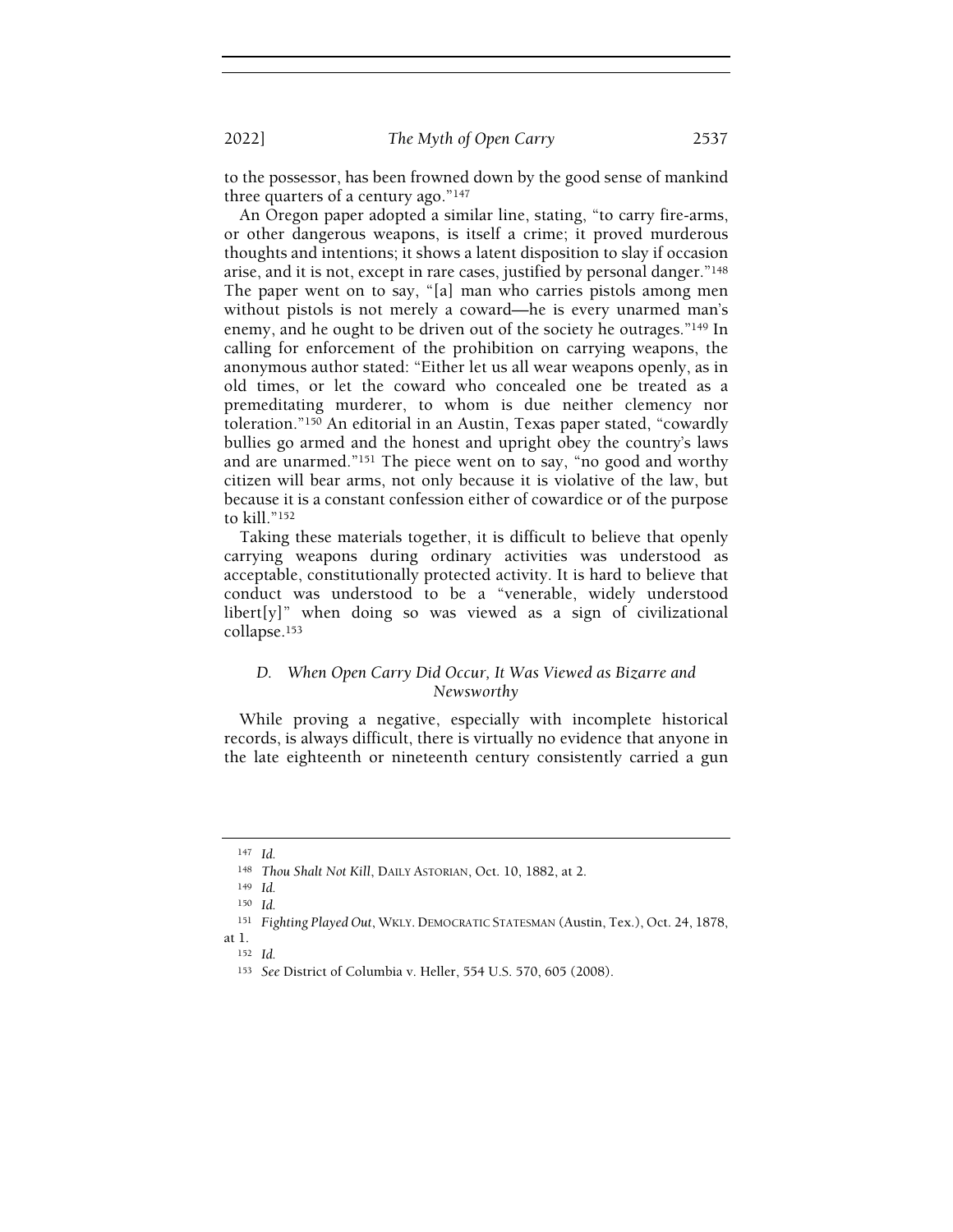to the possessor, has been frowned down by the good sense of mankind three quarters of a century ago."[147]

An Oregon paper adopted a similar line, stating, "to carry fire-arms, or other dangerous weapons, is itself a crime; it proved murderous thoughts and intentions; it shows a latent disposition to slay if occasion arise, and it is not, except in rare cases, justified by personal danger."[148] The paper went on to say, "[a] man who carries pistols among men without pistols is not merely a coward—he is every unarmed man's enemy, and he ought to be driven out of the society he outrages."[149] In calling for enforcement of the prohibition on carrying weapons, the anonymous author stated: "Either let us all wear weapons openly, as in old times, or let the coward who concealed one be treated as a premeditating murderer, to whom is due neither clemency nor toleration."[150] An editorial in an Austin, Texas paper stated, "cowardly bullies go armed and the honest and upright obey the country's laws and are unarmed."[151] The piece went on to say, "no good and worthy citizen will bear arms, not only because it is violative of the law, but because it is a constant confession either of cowardice or of the purpose to kill."[152]

Taking these materials together, it is difficult to believe that openly carrying weapons during ordinary activities was understood as acceptable, constitutionally protected activity. It is hard to believe that conduct was understood to be a "venerable, widely understood libert[y]" when doing so was viewed as a sign of civilizational collapse.[153]

### *D. When Open Carry Did Occur, It Was Viewed as Bizarre and Newsworthy*

While proving a negative, especially with incomplete historical records, is always difficult, there is virtually no evidence that anyone in the late eighteenth or nineteenth century consistently carried a gun

---

[147] *Id.*

[148] *Thou Shalt Not Kill*, DAILY ASTORIAN, Oct. 10, 1882, at 2.

[149] *Id.*

[150] *Id.*

[151] *Fighting Played Out*, WKLY. DEMOCRATIC STATESMAN (Austin, Tex.), Oct. 24, 1878, at 1.

[152] *Id.*

[153] *See* District of Columbia v. Heller, 554 U.S. 570, 605 (2008).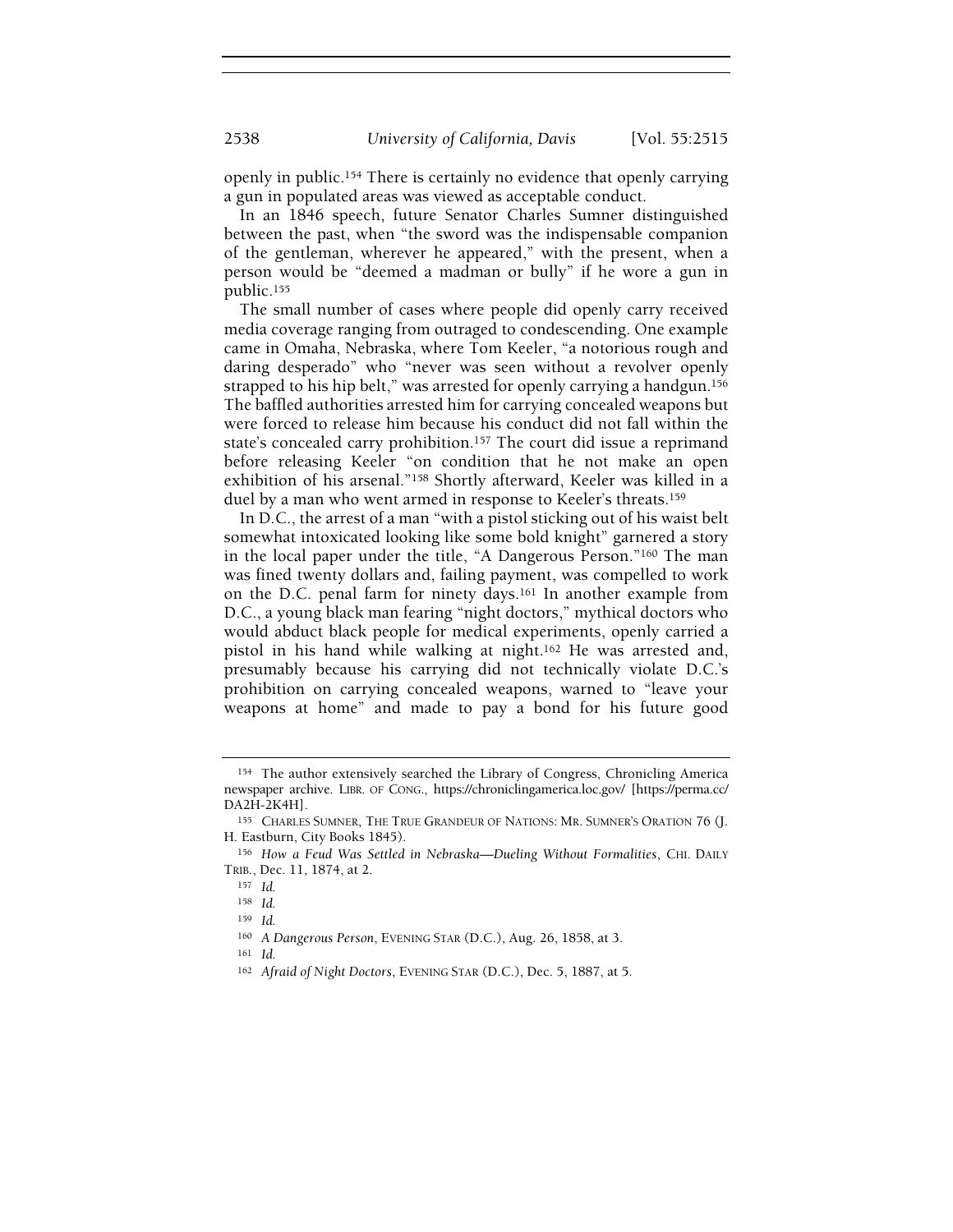openly in public.[154] There is certainly no evidence that openly carrying a gun in populated areas was viewed as acceptable conduct.

In an 1846 speech, future Senator Charles Sumner distinguished between the past, when "the sword was the indispensable companion of the gentleman, wherever he appeared," with the present, when a person would be "deemed a madman or bully" if he wore a gun in public.[155]

The small number of cases where people did openly carry received media coverage ranging from outraged to condescending. One example came in Omaha, Nebraska, where Tom Keeler, "a notorious rough and daring desperado" who "never was seen without a revolver openly strapped to his hip belt," was arrested for openly carrying a handgun.[156] The baffled authorities arrested him for carrying concealed weapons but were forced to release him because his conduct did not fall within the state's concealed carry prohibition.[157] The court did issue a reprimand before releasing Keeler "on condition that he not make an open exhibition of his arsenal."[158] Shortly afterward, Keeler was killed in a duel by a man who went armed in response to Keeler's threats.[159]

In D.C., the arrest of a man "with a pistol sticking out of his waist belt somewhat intoxicated looking like some bold knight" garnered a story in the local paper under the title, "A Dangerous Person."[160] The man was fined twenty dollars and, failing payment, was compelled to work on the D.C. penal farm for ninety days.[161] In another example from D.C., a young black man fearing "night doctors," mythical doctors who would abduct black people for medical experiments, openly carried a pistol in his hand while walking at night.[162] He was arrested and, presumably because his carrying did not technically violate D.C.'s prohibition on carrying concealed weapons, warned to "leave your weapons at home" and made to pay a bond for his future good

---

[154] The author extensively searched the Library of Congress, Chronicling America newspaper archive. LIBR. OF CONG., https://chroniclingamerica.loc.gov/ [https://perma.cc/DA2H-2K4H].

[155] CHARLES SUMNER, THE TRUE GRANDEUR OF NATIONS: MR. SUMNER'S ORATION 76 (J. H. Eastburn, City Books 1845).

[156] *How a Feud Was Settled in Nebraska—Dueling Without Formalities*, CHI. DAILY TRIB., Dec. 11, 1874, at 2.

[157] *Id.*

[158] *Id.*

[159] *Id.*

[160] *A Dangerous Person*, EVENING STAR (D.C.), Aug. 26, 1858, at 3.

[161] *Id.*

[162] *Afraid of Night Doctors*, EVENING STAR (D.C.), Dec. 5, 1887, at 5.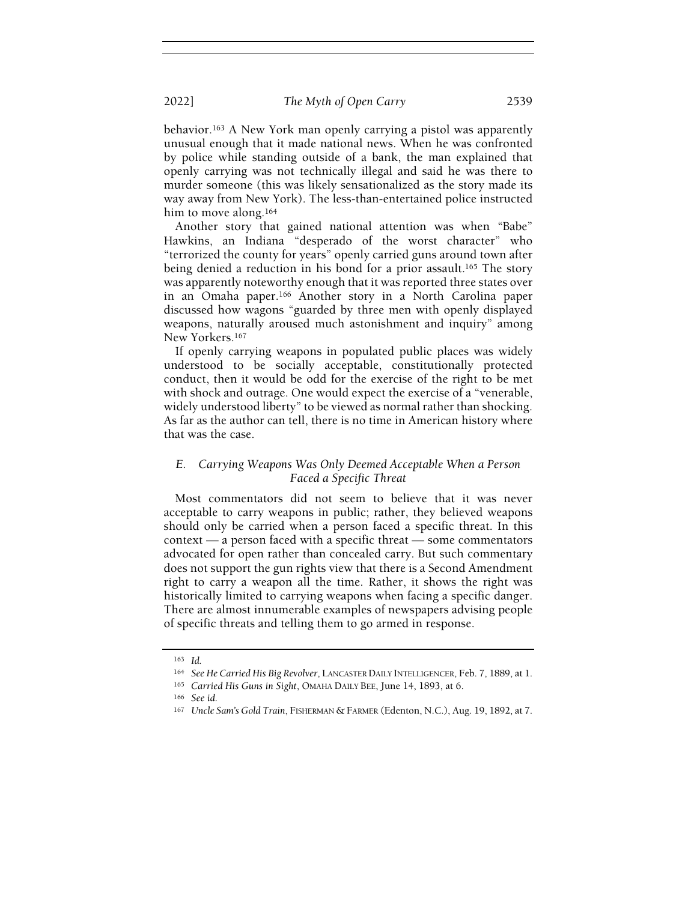behavior.[163] A New York man openly carrying a pistol was apparently unusual enough that it made national news. When he was confronted by police while standing outside of a bank, the man explained that openly carrying was not technically illegal and said he was there to murder someone (this was likely sensationalized as the story made its way away from New York). The less-than-entertained police instructed him to move along.[164]

Another story that gained national attention was when "Babe" Hawkins, an Indiana "desperado of the worst character" who "terrorized the county for years" openly carried guns around town after being denied a reduction in his bond for a prior assault.[165] The story was apparently noteworthy enough that it was reported three states over in an Omaha paper.[166] Another story in a North Carolina paper discussed how wagons "guarded by three men with openly displayed weapons, naturally aroused much astonishment and inquiry" among New Yorkers.[167]

If openly carrying weapons in populated public places was widely understood to be socially acceptable, constitutionally protected conduct, then it would be odd for the exercise of the right to be met with shock and outrage. One would expect the exercise of a "venerable, widely understood liberty" to be viewed as normal rather than shocking. As far as the author can tell, there is no time in American history where that was the case.

### *E. Carrying Weapons Was Only Deemed Acceptable When a Person Faced a Specific Threat*

Most commentators did not seem to believe that it was never acceptable to carry weapons in public; rather, they believed weapons should only be carried when a person faced a specific threat. In this context — a person faced with a specific threat — some commentators advocated for open rather than concealed carry. But such commentary does not support the gun rights view that there is a Second Amendment right to carry a weapon all the time. Rather, it shows the right was historically limited to carrying weapons when facing a specific danger. There are almost innumerable examples of newspapers advising people of specific threats and telling them to go armed in response.

---

[163] *Id.*

[164] *See He Carried His Big Revolver*, LANCASTER DAILY INTELLIGENCER, Feb. 7, 1889, at 1.

[165] *Carried His Guns in Sight*, OMAHA DAILY BEE, June 14, 1893, at 6.

[166] *See id.*

[167] *Uncle Sam's Gold Train*, FISHERMAN & FARMER (Edenton, N.C.), Aug. 19, 1892, at 7.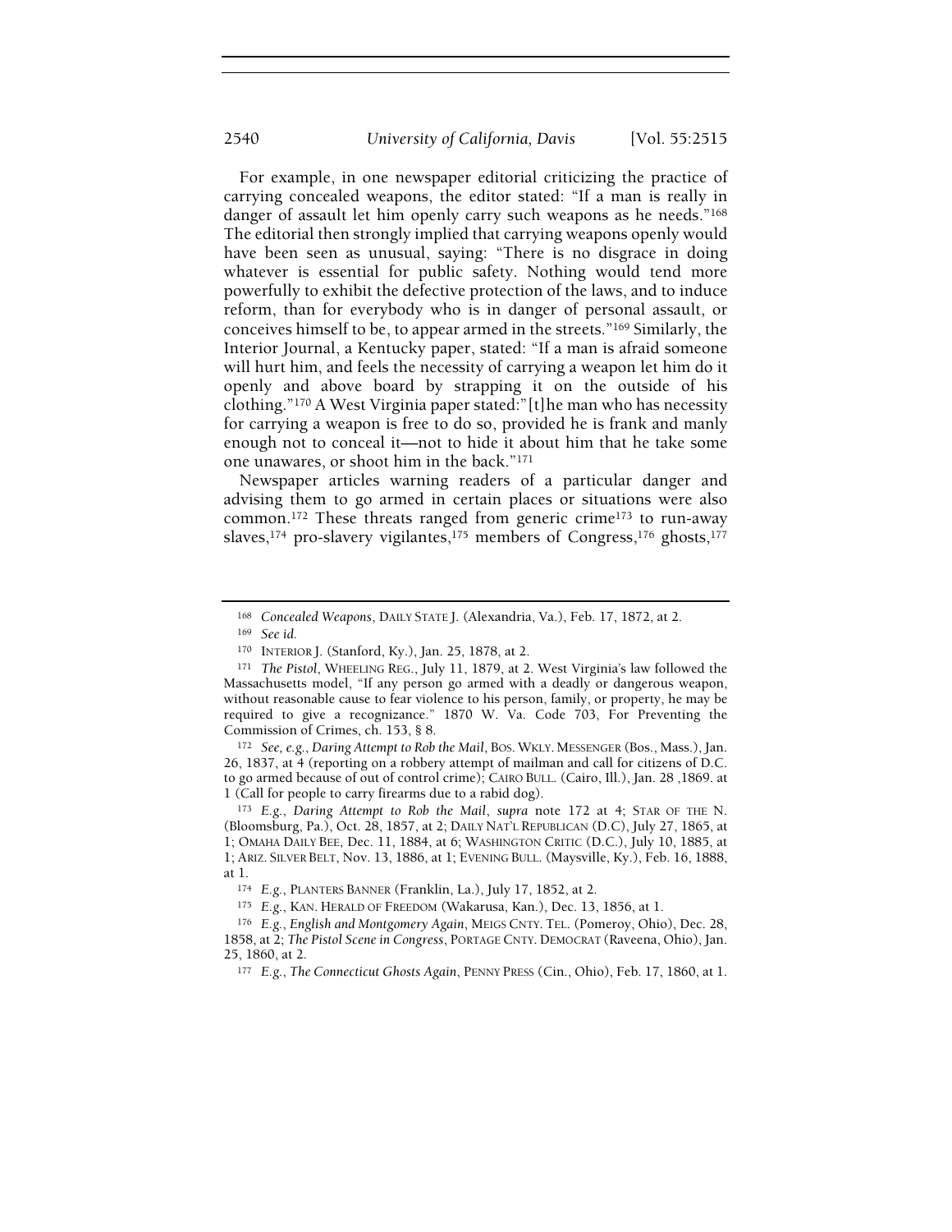For example, in one newspaper editorial criticizing the practice of carrying concealed weapons, the editor stated: "If a man is really in danger of assault let him openly carry such weapons as he needs."[168] The editorial then strongly implied that carrying weapons openly would have been seen as unusual, saying: "There is no disgrace in doing whatever is essential for public safety. Nothing would tend more powerfully to exhibit the defective protection of the laws, and to induce reform, than for everybody who is in danger of personal assault, or conceives himself to be, to appear armed in the streets."[169] Similarly, the Interior Journal, a Kentucky paper, stated: "If a man is afraid someone will hurt him, and feels the necessity of carrying a weapon let him do it openly and above board by strapping it on the outside of his clothing."[170] A West Virginia paper stated:"[t]he man who has necessity for carrying a weapon is free to do so, provided he is frank and manly enough not to conceal it—not to hide it about him that he take some one unawares, or shoot him in the back."[171]

Newspaper articles warning readers of a particular danger and advising them to go armed in certain places or situations were also common.[172] These threats ranged from generic crime[173] to run-away slaves,[174] pro-slavery vigilantes,[175] members of Congress,[176] ghosts,[177]

---

[168] *Concealed Weapons*, DAILY STATE J. (Alexandria, Va.), Feb. 17, 1872, at 2.

[169] *See id.*

[170] INTERIOR J. (Stanford, Ky.), Jan. 25, 1878, at 2.

[171] *The Pistol*, WHEELING REG., July 11, 1879, at 2. West Virginia's law followed the Massachusetts model, "If any person go armed with a deadly or dangerous weapon, without reasonable cause to fear violence to his person, family, or property, he may be required to give a recognizance." 1870 W. Va. Code 703, For Preventing the Commission of Crimes, ch. 153, § 8.

[172] *See, e.g.*, *Daring Attempt to Rob the Mail*, BOS. WKLY. MESSENGER (Bos., Mass.), Jan. 26, 1837, at 4 (reporting on a robbery attempt of mailman and call for citizens of D.C. to go armed because of out of control crime); CAIRO BULL. (Cairo, Ill.), Jan. 28 ,1869. at 1 (Call for people to carry firearms due to a rabid dog).

[173] *E.g.*, *Daring Attempt to Rob the Mail*, *supra* note 172 at 4; STAR OF THE N. (Bloomsburg, Pa.), Oct. 28, 1857, at 2; DAILY NAT'L REPUBLICAN (D.C), July 27, 1865, at 1; OMAHA DAILY BEE, Dec. 11, 1884, at 6; WASHINGTON CRITIC (D.C.), July 10, 1885, at 1; ARIZ. SILVER BELT, Nov. 13, 1886, at 1; EVENING BULL. (Maysville, Ky.), Feb. 16, 1888, at 1.

[174] *E.g.*, PLANTERS BANNER (Franklin, La.), July 17, 1852, at 2.

[175] *E.g.*, KAN. HERALD OF FREEDOM (Wakarusa, Kan.), Dec. 13, 1856, at 1.

[176] *E.g.*, *English and Montgomery Again*, MEIGS CNTY. TEL. (Pomeroy, Ohio), Dec. 28, 1858, at 2; *The Pistol Scene in Congress*, PORTAGE CNTY. DEMOCRAT (Raveena, Ohio), Jan. 25, 1860, at 2.

[177] *E.g.*, *The Connecticut Ghosts Again*, PENNY PRESS (Cin., Ohio), Feb. 17, 1860, at 1.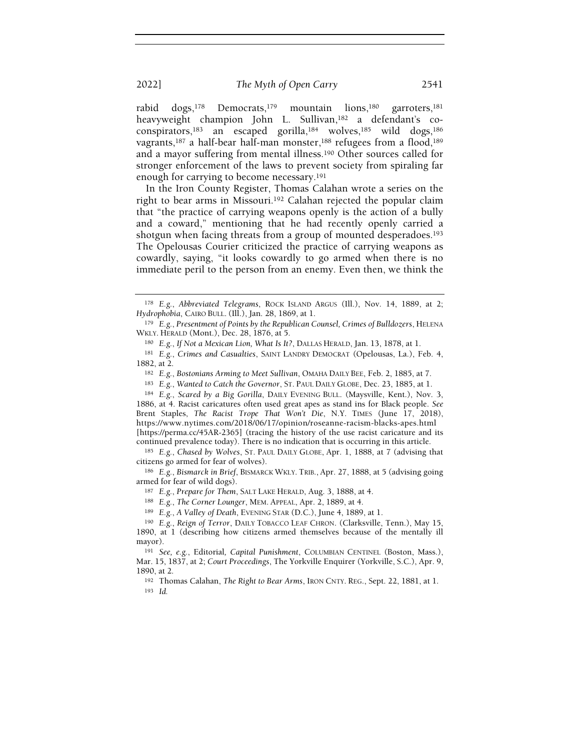rabid dogs,[178] Democrats,[179] mountain lions,[180] garroters,[181] heavyweight champion John L. Sullivan,[182] a defendant's co-conspirators,[183] an escaped gorilla,[184] wolves,[185] wild dogs,[186] vagrants,[187] a half-bear half-man monster,[188] refugees from a flood,[189] and a mayor suffering from mental illness.[190] Other sources called for stronger enforcement of the laws to prevent society from spiraling far enough for carrying to become necessary.[191]

In the Iron County Register, Thomas Calahan wrote a series on the right to bear arms in Missouri.[192] Calahan rejected the popular claim that "the practice of carrying weapons openly is the action of a bully and a coward," mentioning that he had recently openly carried a shotgun when facing threats from a group of mounted desperadoes.[193] The Opelousas Courier criticized the practice of carrying weapons as cowardly, saying, "it looks cowardly to go armed when there is no immediate peril to the person from an enemy. Even then, we think the

---

[178] *E.g.*, *Abbreviated Telegrams*, ROCK ISLAND ARGUS (Ill.), Nov. 14, 1889, at 2; *Hydrophobia*, CAIRO BULL. (Ill.), Jan. 28, 1869, at 1.

[179] *E.g.*, *Presentment of Points by the Republican Counsel, Crimes of Bulldozers*, HELENA WKLY. HERALD (Mont.), Dec. 28, 1876, at 5.

[180] *E.g.*, *If Not a Mexican Lion, What Is It?*, DALLAS HERALD, Jan. 13, 1878, at 1.

[181] *E.g.*, *Crimes and Casualties*, SAINT LANDRY DEMOCRAT (Opelousas, La.), Feb. 4, 1882, at 2.

[182] *E.g.*, *Bostonians Arming to Meet Sullivan*, OMAHA DAILY BEE, Feb. 2, 1885, at 7.

[183] *E.g.*, *Wanted to Catch the Governor*, ST. PAUL DAILY GLOBE, Dec. 23, 1885, at 1.

[184] *E.g.*, *Scared by a Big Gorilla*, DAILY EVENING BULL. (Maysville, Kent.), Nov. 3, 1886, at 4. Racist caricatures often used great apes as stand ins for Black people. *See* Brent Staples, *The Racist Trope That Won't Die*, N.Y. TIMES (June 17, 2018), https://www.nytimes.com/2018/06/17/opinion/roseanne-racism-blacks-apes.html [https://perma.cc/45AR-2365] (tracing the history of the use racist caricature and its continued prevalence today). There is no indication that is occurring in this article.

[185] *E.g.*, *Chased by Wolves*, ST. PAUL DAILY GLOBE, Apr. 1, 1888, at 7 (advising that citizens go armed for fear of wolves).

[186] *E.g.*, *Bismarck in Brief*, BISMARCK WKLY. TRIB., Apr. 27, 1888, at 5 (advising going armed for fear of wild dogs).

[187] *E.g.*, *Prepare for Them*, SALT LAKE HERALD, Aug. 3, 1888, at 4.

[188] *E.g.*, *The Corner Lounger*, MEM. APPEAL, Apr. 2, 1889, at 4.

[189] *E.g.*, *A Valley of Death*, EVENING STAR (D.C.), June 4, 1889, at 1.

[190] *E.g.*, *Reign of Terror*, DAILY TOBACCO LEAF CHRON. (Clarksville, Tenn.), May 15, 1890, at 1 (describing how citizens armed themselves because of the mentally ill mayor).

[191] *See, e.g.*, Editorial, *Capital Punishment*, COLUMBIAN CENTINEL (Boston, Mass.), Mar. 15, 1837, at 2; *Court Proceedings*, The Yorkville Enquirer (Yorkville, S.C.), Apr. 9, 1890, at 2.

[192] Thomas Calahan, *The Right to Bear Arms*, IRON CNTY. REG., Sept. 22, 1881, at 1.

[193] *Id.*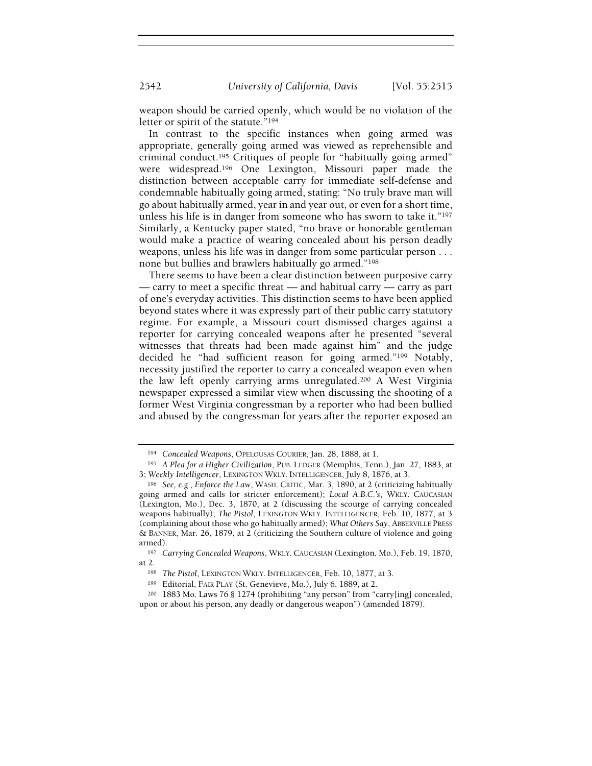weapon should be carried openly, which would be no violation of the letter or spirit of the statute."[194]

In contrast to the specific instances when going armed was appropriate, generally going armed was viewed as reprehensible and criminal conduct.[195] Critiques of people for "habitually going armed" were widespread.[196] One Lexington, Missouri paper made the distinction between acceptable carry for immediate self-defense and condemnable habitually going armed, stating: "No truly brave man will go about habitually armed, year in and year out, or even for a short time, unless his life is in danger from someone who has sworn to take it."[197] Similarly, a Kentucky paper stated, "no brave or honorable gentleman would make a practice of wearing concealed about his person deadly weapons, unless his life was in danger from some particular person . . . none but bullies and brawlers habitually go armed."[198]

There seems to have been a clear distinction between purposive carry — carry to meet a specific threat — and habitual carry — carry as part of one's everyday activities. This distinction seems to have been applied beyond states where it was expressly part of their public carry statutory regime. For example, a Missouri court dismissed charges against a reporter for carrying concealed weapons after he presented "several witnesses that threats had been made against him" and the judge decided he "had sufficient reason for going armed."[199] Notably, necessity justified the reporter to carry a concealed weapon even when the law left openly carrying arms unregulated.[200] A West Virginia newspaper expressed a similar view when discussing the shooting of a former West Virginia congressman by a reporter who had been bullied and abused by the congressman for years after the reporter exposed an

---

[194] *Concealed Weapons*, OPELOUSAS COURIER, Jan. 28, 1888, at 1.

[195] *A Plea for a Higher Civilization*, PUB. LEDGER (Memphis, Tenn.), Jan. 27, 1883, at 3; *Weekly Intelligencer*, LEXINGTON WKLY. INTELLIGENCER, July 8, 1876, at 3.

[196] *See, e.g.*, *Enforce the Law*, WASH. CRITIC, Mar. 3, 1890, at 2 (criticizing habitually going armed and calls for stricter enforcement); *Local A.B.C.'s*, WKLY. CAUCASIAN (Lexington, Mo.), Dec. 3, 1870, at 2 (discussing the scourge of carrying concealed weapons habitually); *The Pistol*, LEXINGTON WKLY. INTELLIGENCER, Feb. 10, 1877, at 3 (complaining about those who go habitually armed); *What Others Say*, ABBERVILLE PRESS & BANNER, Mar. 26, 1879, at 2 (criticizing the Southern culture of violence and going armed).

[197] *Carrying Concealed Weapons*, WKLY. CAUCASIAN (Lexington, Mo.), Feb. 19, 1870, at 2.

[198] *The Pistol*, LEXINGTON WKLY. INTELLIGENCER, Feb. 10, 1877, at 3.

[199] Editorial, FAIR PLAY (St. Genevieve, Mo.), July 6, 1889, at 2.

[200] 1883 Mo. Laws 76 § 1274 (prohibiting "any person" from "carry[ing] concealed, upon or about his person, any deadly or dangerous weapon") (amended 1879).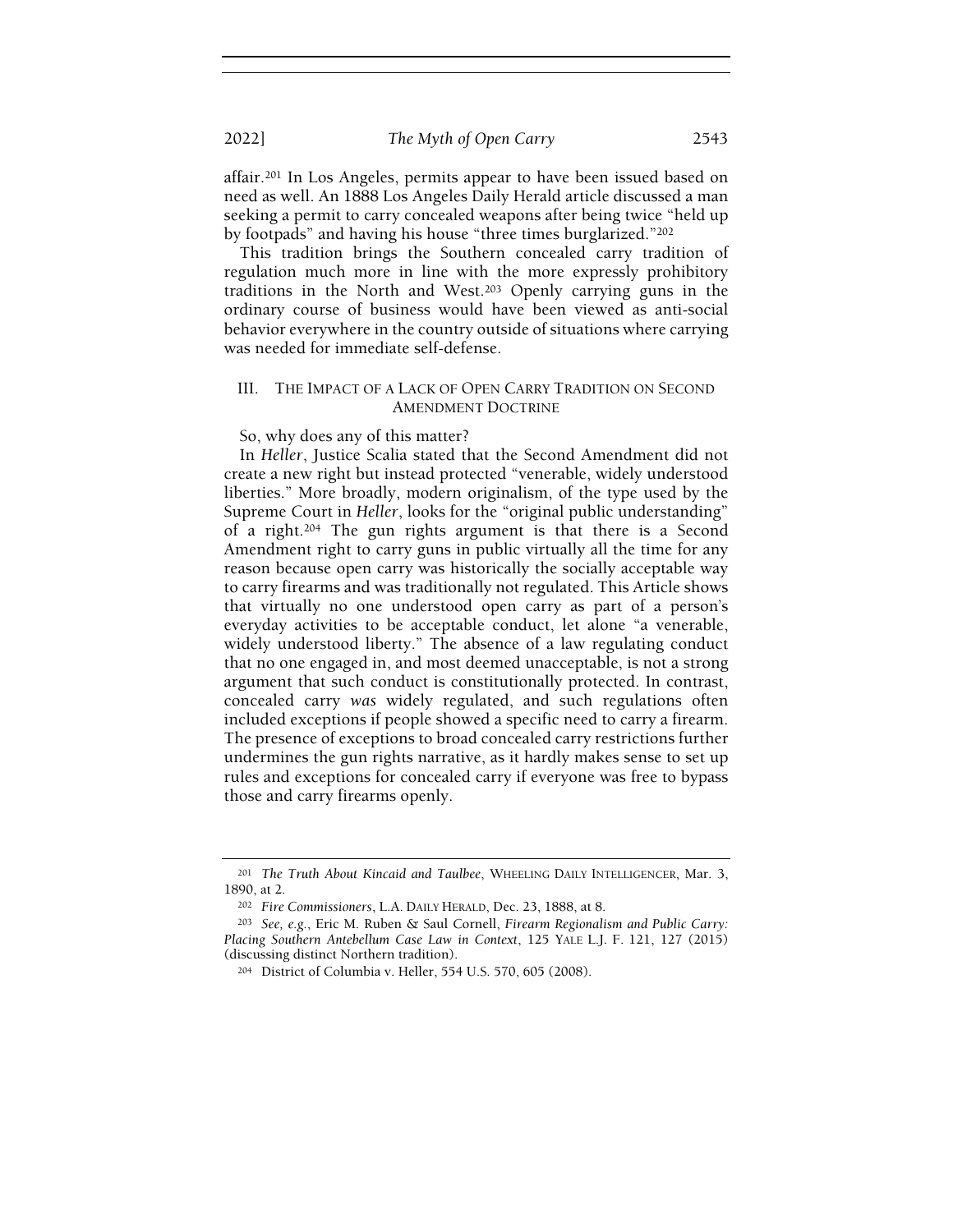affair.[201] In Los Angeles, permits appear to have been issued based on need as well. An 1888 Los Angeles Daily Herald article discussed a man seeking a permit to carry concealed weapons after being twice "held up by footpads" and having his house "three times burglarized."[202]

This tradition brings the Southern concealed carry tradition of regulation much more in line with the more expressly prohibitory traditions in the North and West.[203] Openly carrying guns in the ordinary course of business would have been viewed as anti-social behavior everywhere in the country outside of situations where carrying was needed for immediate self-defense.

## III. The Impact of a Lack of Open Carry Tradition on Second Amendment Doctrine

So, why does any of this matter?

In *Heller*, Justice Scalia stated that the Second Amendment did not create a new right but instead protected "venerable, widely understood liberties." More broadly, modern originalism, of the type used by the Supreme Court in *Heller*, looks for the "original public understanding" of a right.[204] The gun rights argument is that there is a Second Amendment right to carry guns in public virtually all the time for any reason because open carry was historically the socially acceptable way to carry firearms and was traditionally not regulated. This Article shows that virtually no one understood open carry as part of a person's everyday activities to be acceptable conduct, let alone "a venerable, widely understood liberty." The absence of a law regulating conduct that no one engaged in, and most deemed unacceptable, is not a strong argument that such conduct is constitutionally protected. In contrast, concealed carry *was* widely regulated, and such regulations often included exceptions if people showed a specific need to carry a firearm. The presence of exceptions to broad concealed carry restrictions further undermines the gun rights narrative, as it hardly makes sense to set up rules and exceptions for concealed carry if everyone was free to bypass those and carry firearms openly.

---

[201] *The Truth About Kincaid and Taulbee*, WHEELING DAILY INTELLIGENCER, Mar. 3, 1890, at 2.

[202] *Fire Commissioners*, L.A. DAILY HERALD, Dec. 23, 1888, at 8.

[203] *See, e.g.*, Eric M. Ruben & Saul Cornell, *Firearm Regionalism and Public Carry: Placing Southern Antebellum Case Law in Context*, 125 YALE L.J. F. 121, 127 (2015) (discussing distinct Northern tradition).

[204] District of Columbia v. Heller, 554 U.S. 570, 605 (2008).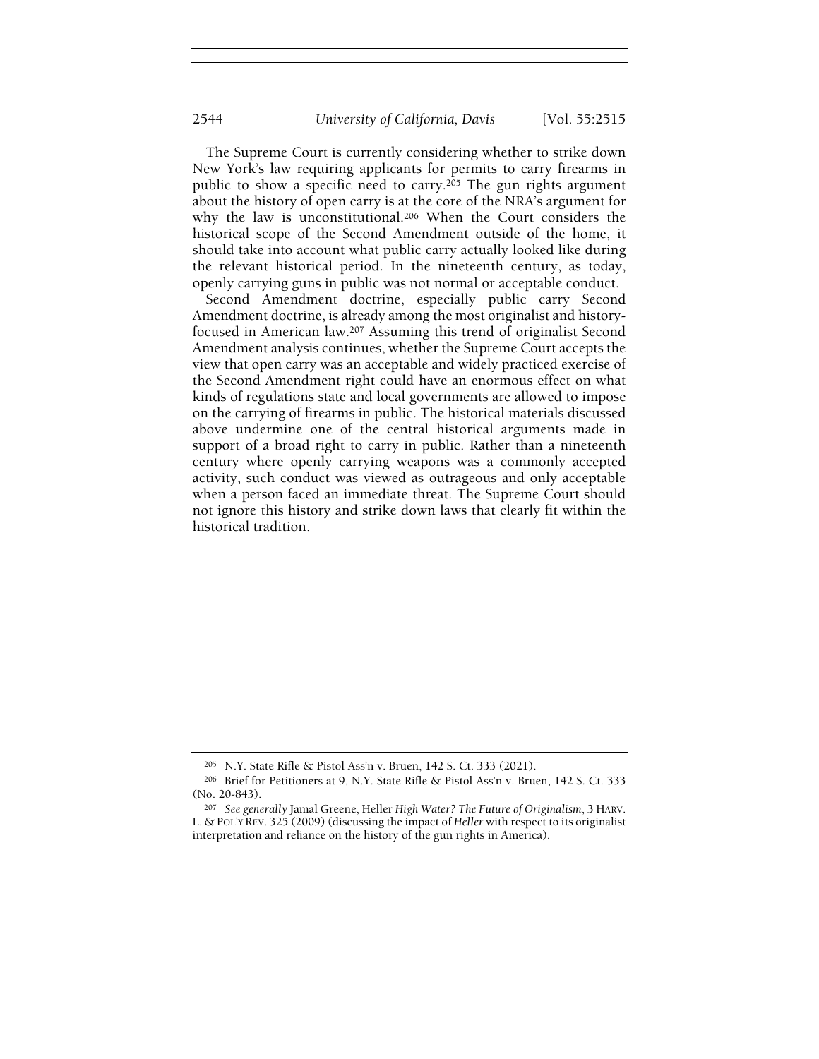The Supreme Court is currently considering whether to strike down New York's law requiring applicants for permits to carry firearms in public to show a specific need to carry.[205] The gun rights argument about the history of open carry is at the core of the NRA's argument for why the law is unconstitutional.[206] When the Court considers the historical scope of the Second Amendment outside of the home, it should take into account what public carry actually looked like during the relevant historical period. In the nineteenth century, as today, openly carrying guns in public was not normal or acceptable conduct.

Second Amendment doctrine, especially public carry Second Amendment doctrine, is already among the most originalist and history-focused in American law.[207] Assuming this trend of originalist Second Amendment analysis continues, whether the Supreme Court accepts the view that open carry was an acceptable and widely practiced exercise of the Second Amendment right could have an enormous effect on what kinds of regulations state and local governments are allowed to impose on the carrying of firearms in public. The historical materials discussed above undermine one of the central historical arguments made in support of a broad right to carry in public. Rather than a nineteenth century where openly carrying weapons was a commonly accepted activity, such conduct was viewed as outrageous and only acceptable when a person faced an immediate threat. The Supreme Court should not ignore this history and strike down laws that clearly fit within the historical tradition.

---

[205] N.Y. State Rifle & Pistol Ass'n v. Bruen, 142 S. Ct. 333 (2021).

[206] Brief for Petitioners at 9, N.Y. State Rifle & Pistol Ass'n v. Bruen, 142 S. Ct. 333 (No. 20-843).

[207] *See generally* Jamal Greene, Heller *High Water? The Future of Originalism*, 3 HARV. L. & POL'Y REV. 325 (2009) (discussing the impact of *Heller* with respect to its originalist interpretation and reliance on the history of the gun rights in America).